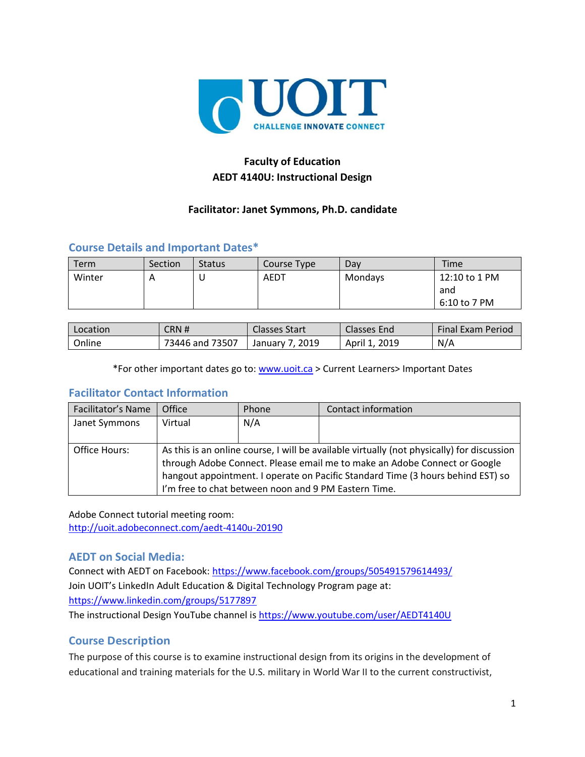**Faculty of Education**
**AEDT 4140U: Instructional Design**

**Facilitator: Janet Symmons, Ph.D. candidate**

## Course Details and Important Dates*

| Term | Section | Status | Course Type | Day | Time |
|---|---|---|---|---|---|
| Winter | A | U | AEDT | Mondays | 12:10 to 1 PM and 6:10 to 7 PM |

| Location | CRN # | Classes Start | Classes End | Final Exam Period |
|---|---|---|---|---|
| Online | 73446 and 73507 | January 7, 2019 | April 1, 2019 | N/A |

*For other important dates go to: www.uoit.ca > Current Learners> Important Dates

## Facilitator Contact Information

| Facilitator's Name | Office | Phone | Contact information |
|---|---|---|---|
| Janet Symmons | Virtual | N/A | |
| Office Hours: | As this is an online course, I will be available virtually (not physically) for discussion through Adobe Connect. Please email me to make an Adobe Connect or Google hangout appointment. I operate on Pacific Standard Time (3 hours behind EST) so I'm free to chat between noon and 9 PM Eastern Time. | | |

Adobe Connect tutorial meeting room:
http://uoit.adobeconnect.com/aedt-4140u-20190

## AEDT on Social Media:

Connect with AEDT on Facebook: https://www.facebook.com/groups/505491579614493/
Join UOIT's LinkedIn Adult Education & Digital Technology Program page at:
https://www.linkedin.com/groups/5177897
The instructional Design YouTube channel is https://www.youtube.com/user/AEDT4140U

## Course Description

The purpose of this course is to examine instructional design from its origins in the development of educational and training materials for the U.S. military in World War II to the current constructivist,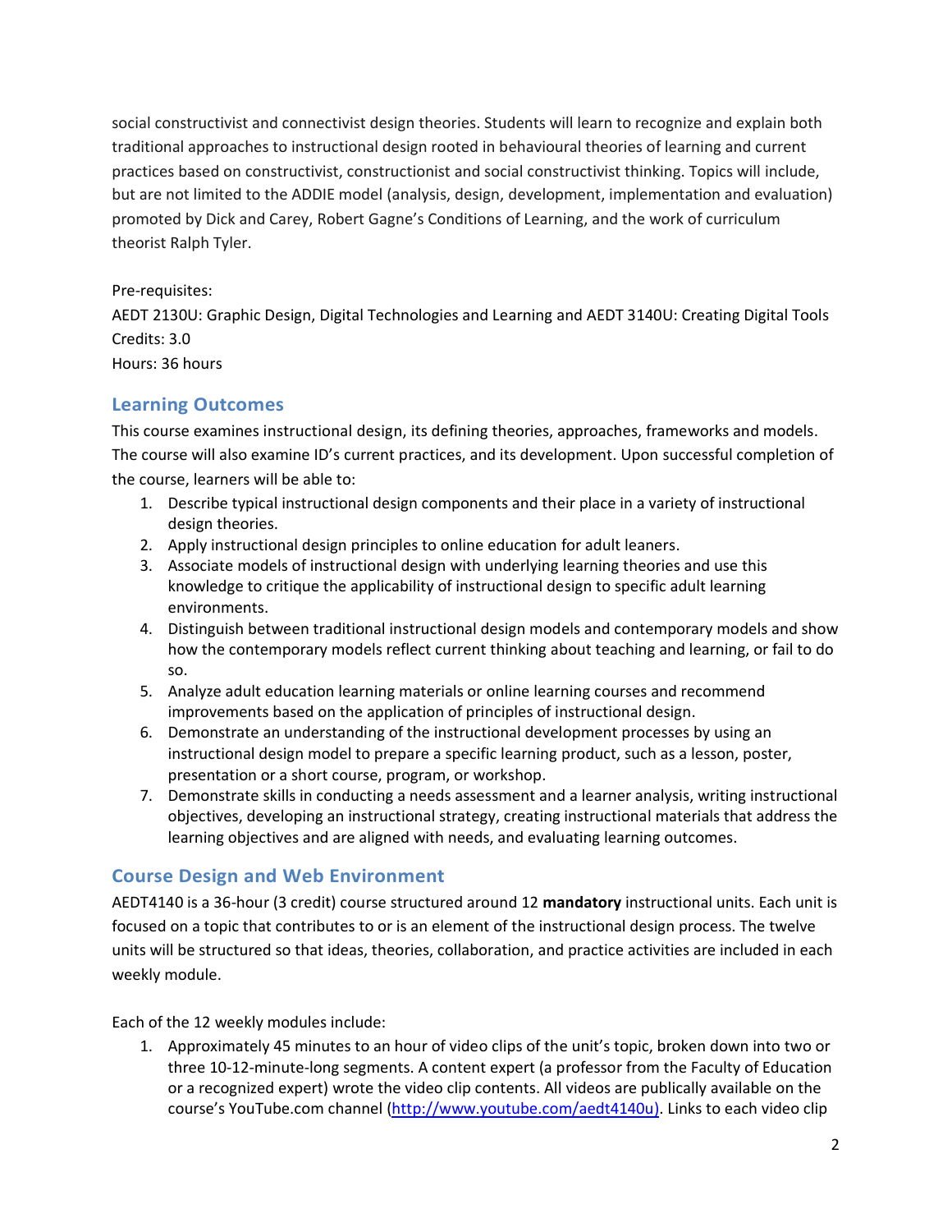social constructivist and connectivist design theories. Students will learn to recognize and explain both traditional approaches to instructional design rooted in behavioural theories of learning and current practices based on constructivist, constructionist and social constructivist thinking. Topics will include, but are not limited to the ADDIE model (analysis, design, development, implementation and evaluation) promoted by Dick and Carey, Robert Gagne's Conditions of Learning, and the work of curriculum theorist Ralph Tyler.

Pre-requisites:
AEDT 2130U: Graphic Design, Digital Technologies and Learning and AEDT 3140U: Creating Digital Tools
Credits: 3.0
Hours: 36 hours

## Learning Outcomes

This course examines instructional design, its defining theories, approaches, frameworks and models. The course will also examine ID's current practices, and its development. Upon successful completion of the course, learners will be able to:

1. Describe typical instructional design components and their place in a variety of instructional design theories.
2. Apply instructional design principles to online education for adult leaners.
3. Associate models of instructional design with underlying learning theories and use this knowledge to critique the applicability of instructional design to specific adult learning environments.
4. Distinguish between traditional instructional design models and contemporary models and show how the contemporary models reflect current thinking about teaching and learning, or fail to do so.
5. Analyze adult education learning materials or online learning courses and recommend improvements based on the application of principles of instructional design.
6. Demonstrate an understanding of the instructional development processes by using an instructional design model to prepare a specific learning product, such as a lesson, poster, presentation or a short course, program, or workshop.
7. Demonstrate skills in conducting a needs assessment and a learner analysis, writing instructional objectives, developing an instructional strategy, creating instructional materials that address the learning objectives and are aligned with needs, and evaluating learning outcomes.

## Course Design and Web Environment

AEDT4140 is a 36-hour (3 credit) course structured around 12 **mandatory** instructional units. Each unit is focused on a topic that contributes to or is an element of the instructional design process. The twelve units will be structured so that ideas, theories, collaboration, and practice activities are included in each weekly module.

Each of the 12 weekly modules include:

1. Approximately 45 minutes to an hour of video clips of the unit's topic, broken down into two or three 10-12-minute-long segments. A content expert (a professor from the Faculty of Education or a recognized expert) wrote the video clip contents. All videos are publically available on the course's YouTube.com channel (http://www.youtube.com/aedt4140u). Links to each video clip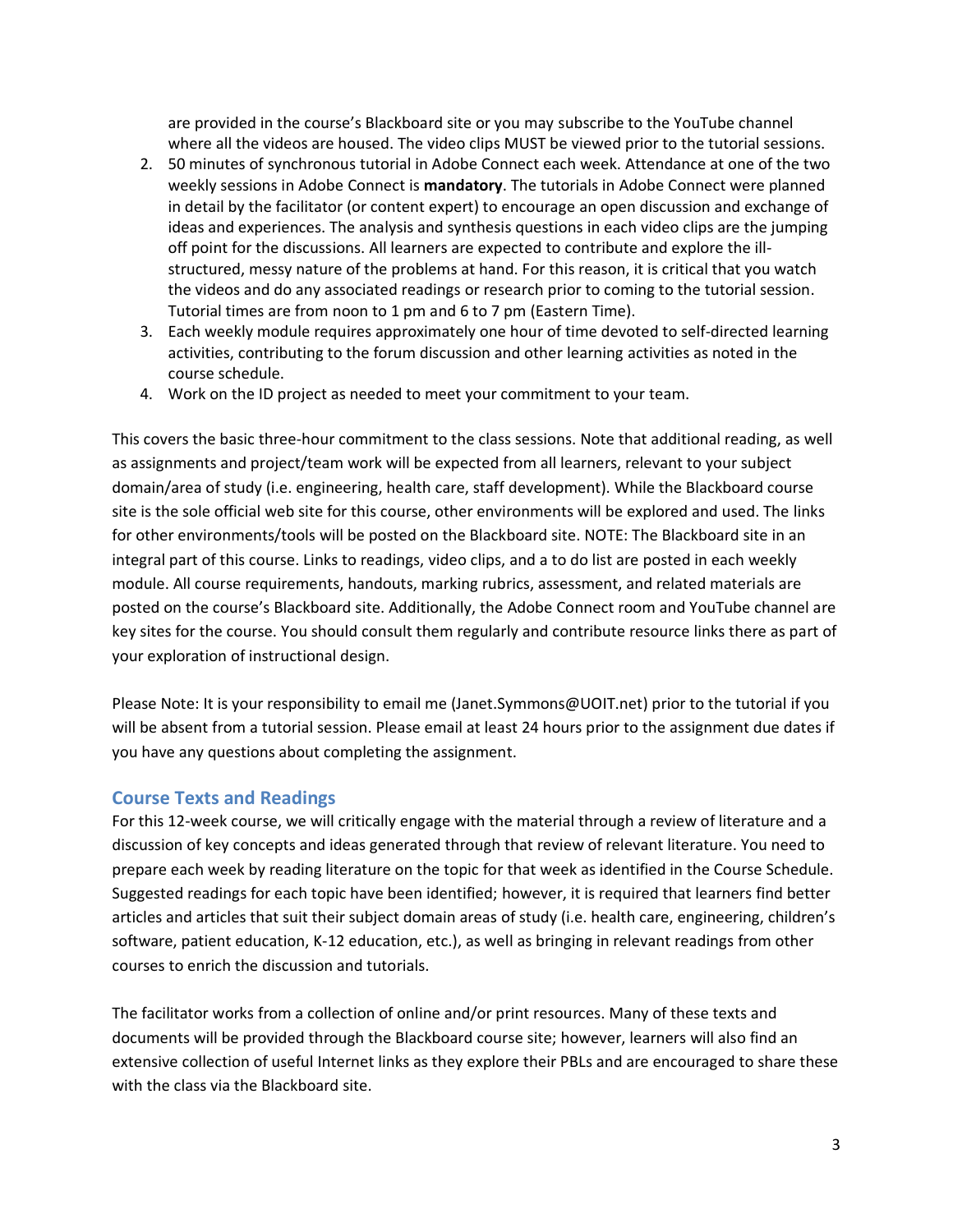are provided in the course's Blackboard site or you may subscribe to the YouTube channel where all the videos are housed. The video clips MUST be viewed prior to the tutorial sessions.

2. 50 minutes of synchronous tutorial in Adobe Connect each week. Attendance at one of the two weekly sessions in Adobe Connect is **mandatory**. The tutorials in Adobe Connect were planned in detail by the facilitator (or content expert) to encourage an open discussion and exchange of ideas and experiences. The analysis and synthesis questions in each video clips are the jumping off point for the discussions. All learners are expected to contribute and explore the ill-structured, messy nature of the problems at hand. For this reason, it is critical that you watch the videos and do any associated readings or research prior to coming to the tutorial session. Tutorial times are from noon to 1 pm and 6 to 7 pm (Eastern Time).
3. Each weekly module requires approximately one hour of time devoted to self-directed learning activities, contributing to the forum discussion and other learning activities as noted in the course schedule.
4. Work on the ID project as needed to meet your commitment to your team.

This covers the basic three-hour commitment to the class sessions. Note that additional reading, as well as assignments and project/team work will be expected from all learners, relevant to your subject domain/area of study (i.e. engineering, health care, staff development). While the Blackboard course site is the sole official web site for this course, other environments will be explored and used. The links for other environments/tools will be posted on the Blackboard site. NOTE: The Blackboard site in an integral part of this course. Links to readings, video clips, and a to do list are posted in each weekly module. All course requirements, handouts, marking rubrics, assessment, and related materials are posted on the course's Blackboard site. Additionally, the Adobe Connect room and YouTube channel are key sites for the course. You should consult them regularly and contribute resource links there as part of your exploration of instructional design.

Please Note: It is your responsibility to email me (Janet.Symmons@UOIT.net) prior to the tutorial if you will be absent from a tutorial session. Please email at least 24 hours prior to the assignment due dates if you have any questions about completing the assignment.

## Course Texts and Readings

For this 12-week course, we will critically engage with the material through a review of literature and a discussion of key concepts and ideas generated through that review of relevant literature. You need to prepare each week by reading literature on the topic for that week as identified in the Course Schedule. Suggested readings for each topic have been identified; however, it is required that learners find better articles and articles that suit their subject domain areas of study (i.e. health care, engineering, children's software, patient education, K-12 education, etc.), as well as bringing in relevant readings from other courses to enrich the discussion and tutorials.

The facilitator works from a collection of online and/or print resources. Many of these texts and documents will be provided through the Blackboard course site; however, learners will also find an extensive collection of useful Internet links as they explore their PBLs and are encouraged to share these with the class via the Blackboard site.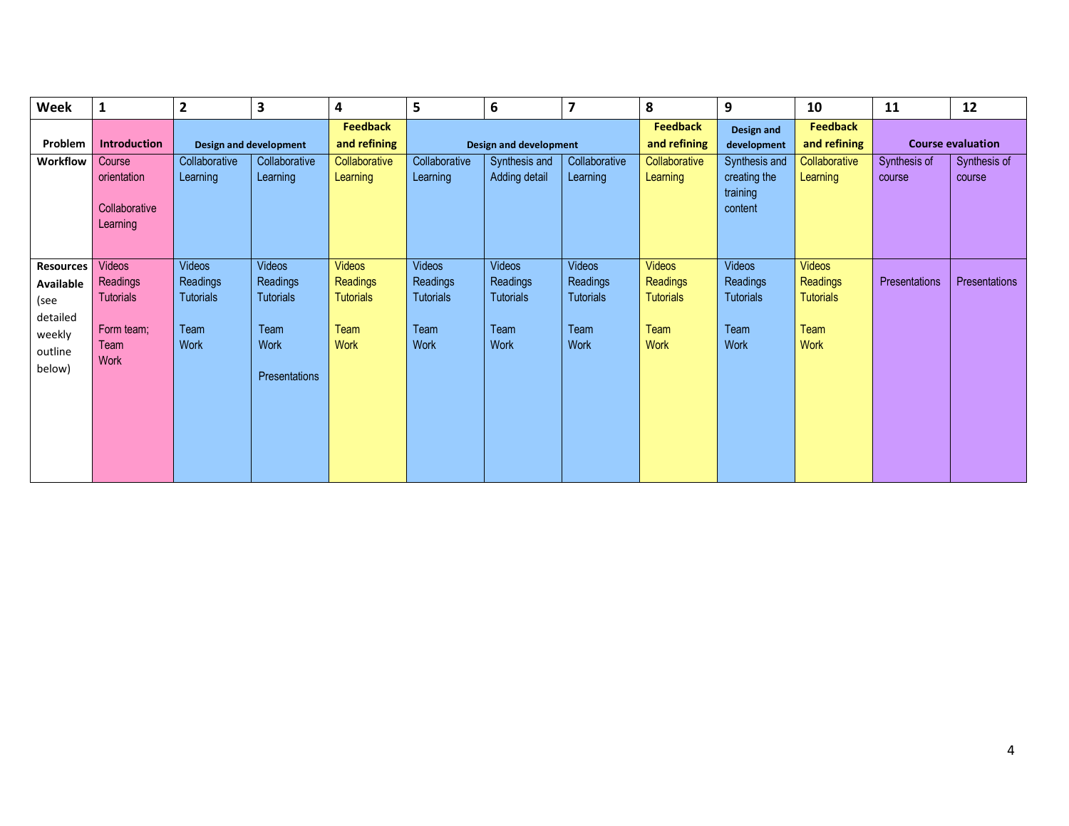| Week | 1 | 2 | 3 | 4 | 5 | 6 | 7 | 8 | 9 | 10 | 11 | 12 |
|---|---|---|---|---|---|---|---|---|---|---|---|---|
| Problem | Introduction | Design and development | | Feedback and refining | Design and development | | | Feedback and refining | Design and development | Feedback and refining | Course evaluation | |
| Workflow | Course orientation<br><br>Collaborative Learning | Collaborative Learning | Collaborative Learning | Collaborative Learning | Collaborative Learning | Synthesis and Adding detail | Collaborative Learning | Collaborative Learning | Synthesis and creating the training content | Collaborative Learning | Synthesis of course | Synthesis of course |
| Resources Available (see detailed weekly outline below) | Videos<br>Readings<br>Tutorials<br><br>Form team; Team Work | Videos<br>Readings<br>Tutorials<br><br>Team Work | Videos<br>Readings<br>Tutorials<br><br>Team Work<br><br>Presentations | Videos<br>Readings<br>Tutorials<br><br>Team Work | Videos<br>Readings<br>Tutorials<br><br>Team Work | Videos<br>Readings<br>Tutorials<br><br>Team Work | Videos<br>Readings<br>Tutorials<br><br>Team Work | Videos<br>Readings<br>Tutorials<br><br>Team Work | Videos<br>Readings<br>Tutorials<br><br>Team Work | Videos<br>Readings<br>Tutorials<br><br>Team Work | Presentations | Presentations |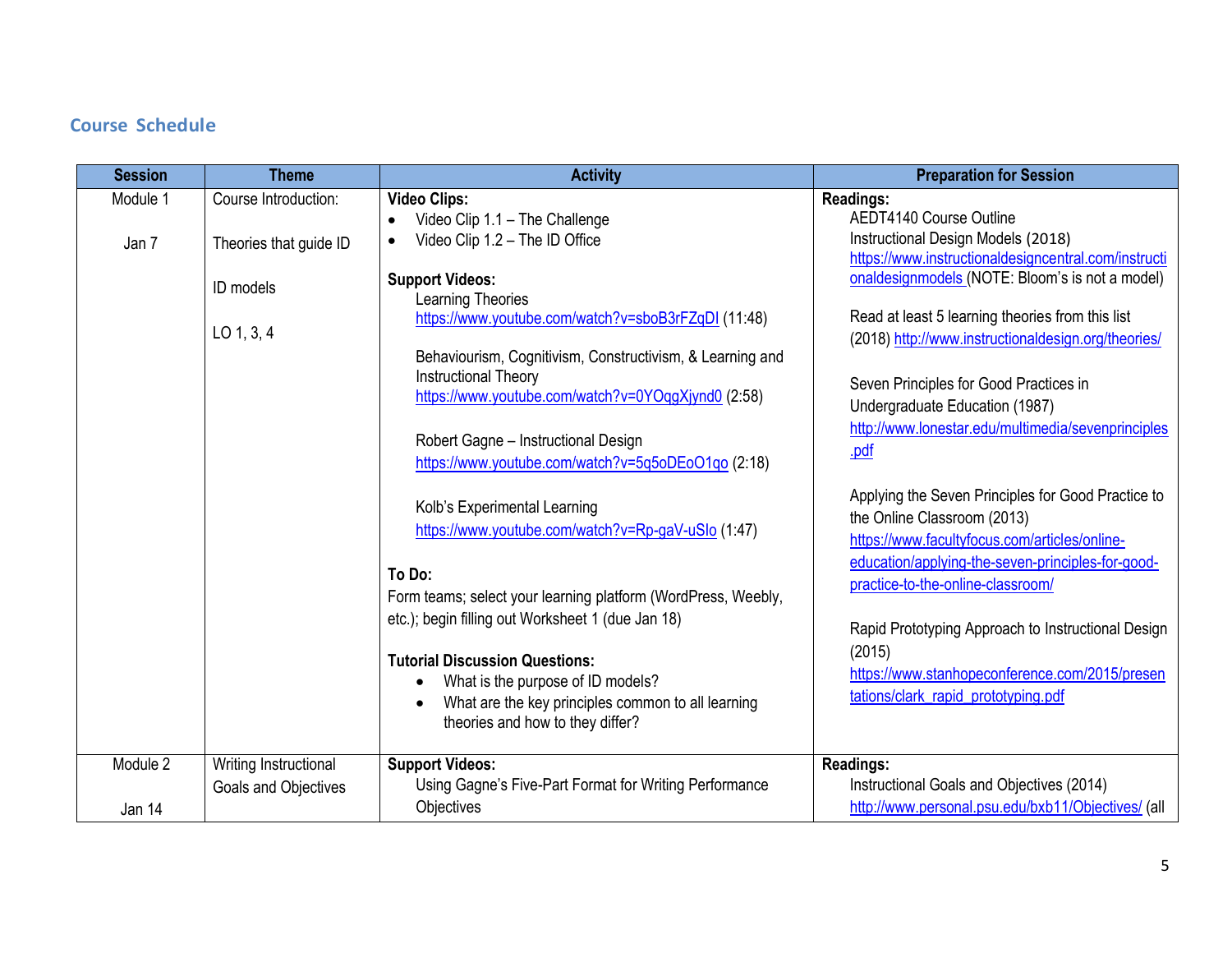## Course Schedule

| Session | Theme | Activity | Preparation for Session |
|---|---|---|---|
| Module 1<br><br>Jan 7 | Course Introduction:<br><br>Theories that guide ID<br><br>ID models<br><br>LO 1, 3, 4 | **Video Clips:**<br>• Video Clip 1.1 – The Challenge<br>• Video Clip 1.2 – The ID Office<br><br>**Support Videos:**<br>Learning Theories<br>https://www.youtube.com/watch?v=sboB3rFZqDI (11:48)<br><br>Behaviourism, Cognitivism, Constructivism, & Learning and Instructional Theory<br>https://www.youtube.com/watch?v=0YOqgXjynd0 (2:58)<br><br>Robert Gagne – Instructional Design<br>https://www.youtube.com/watch?v=5q5oDEoO1qo (2:18)<br><br>Kolb's Experimental Learning<br>https://www.youtube.com/watch?v=Rp-gaV-uSIo (1:47)<br><br>**To Do:**<br>Form teams; select your learning platform (WordPress, Weebly, etc.); begin filling out Worksheet 1 (due Jan 18)<br><br>**Tutorial Discussion Questions:**<br>• What is the purpose of ID models?<br>• What are the key principles common to all learning theories and how to they differ? | **Readings:**<br>AEDT4140 Course Outline<br>Instructional Design Models (2018)<br>https://www.instructionaldesigncentral.com/instructionaldesignmodels (NOTE: Bloom's is not a model)<br><br>Read at least 5 learning theories from this list (2018) http://www.instructionaldesign.org/theories/<br><br>Seven Principles for Good Practices in Undergraduate Education (1987)<br>http://www.lonestar.edu/multimedia/sevenprinciples.pdf<br><br>Applying the Seven Principles for Good Practice to the Online Classroom (2013)<br>https://www.facultyfocus.com/articles/online-education/applying-the-seven-principles-for-good-practice-to-the-online-classroom/<br><br>Rapid Prototyping Approach to Instructional Design (2015)<br>https://www.stanhopeconference.com/2015/presentations/clark_rapid_prototyping.pdf |
| Module 2<br><br>Jan 14 | Writing Instructional Goals and Objectives | **Support Videos:**<br>Using Gagne's Five-Part Format for Writing Performance Objectives | **Readings:**<br>Instructional Goals and Objectives (2014)<br>http://www.personal.psu.edu/bxb11/Objectives/ (all |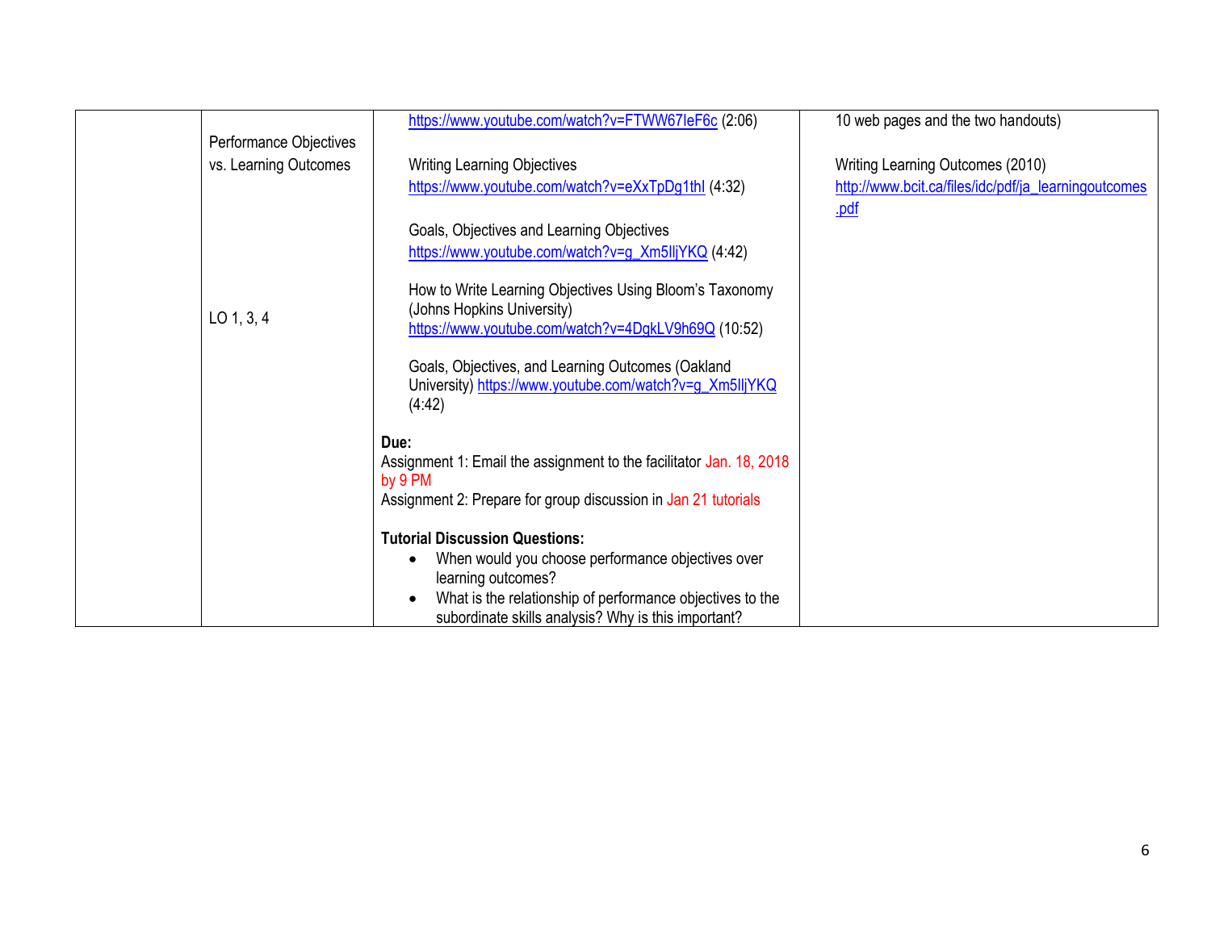| | | | |
|---|---|---|---|
| | Performance Objectives vs. Learning Outcomes<br><br>LO 1, 3, 4 | https://www.youtube.com/watch?v=FTWW67IeF6c (2:06)<br><br>Writing Learning Objectives<br>https://www.youtube.com/watch?v=eXxTpDg1thI (4:32)<br><br>Goals, Objectives and Learning Objectives<br>https://www.youtube.com/watch?v=g_Xm5IljYKQ (4:42)<br><br>How to Write Learning Objectives Using Bloom's Taxonomy (Johns Hopkins University)<br>https://www.youtube.com/watch?v=4DgkLV9h69Q (10:52)<br><br>Goals, Objectives, and Learning Outcomes (Oakland University) https://www.youtube.com/watch?v=g_Xm5IljYKQ (4:42)<br><br>**Due:**<br>Assignment 1: Email the assignment to the facilitator Jan. 18, 2018 by 9 PM<br>Assignment 2: Prepare for group discussion in Jan 21 tutorials<br><br>**Tutorial Discussion Questions:**<br>• When would you choose performance objectives over learning outcomes?<br>• What is the relationship of performance objectives to the subordinate skills analysis? Why is this important? | 10 web pages and the two handouts)<br><br>Writing Learning Outcomes (2010)<br>http://www.bcit.ca/files/idc/pdf/ja_learningoutcomes.pdf |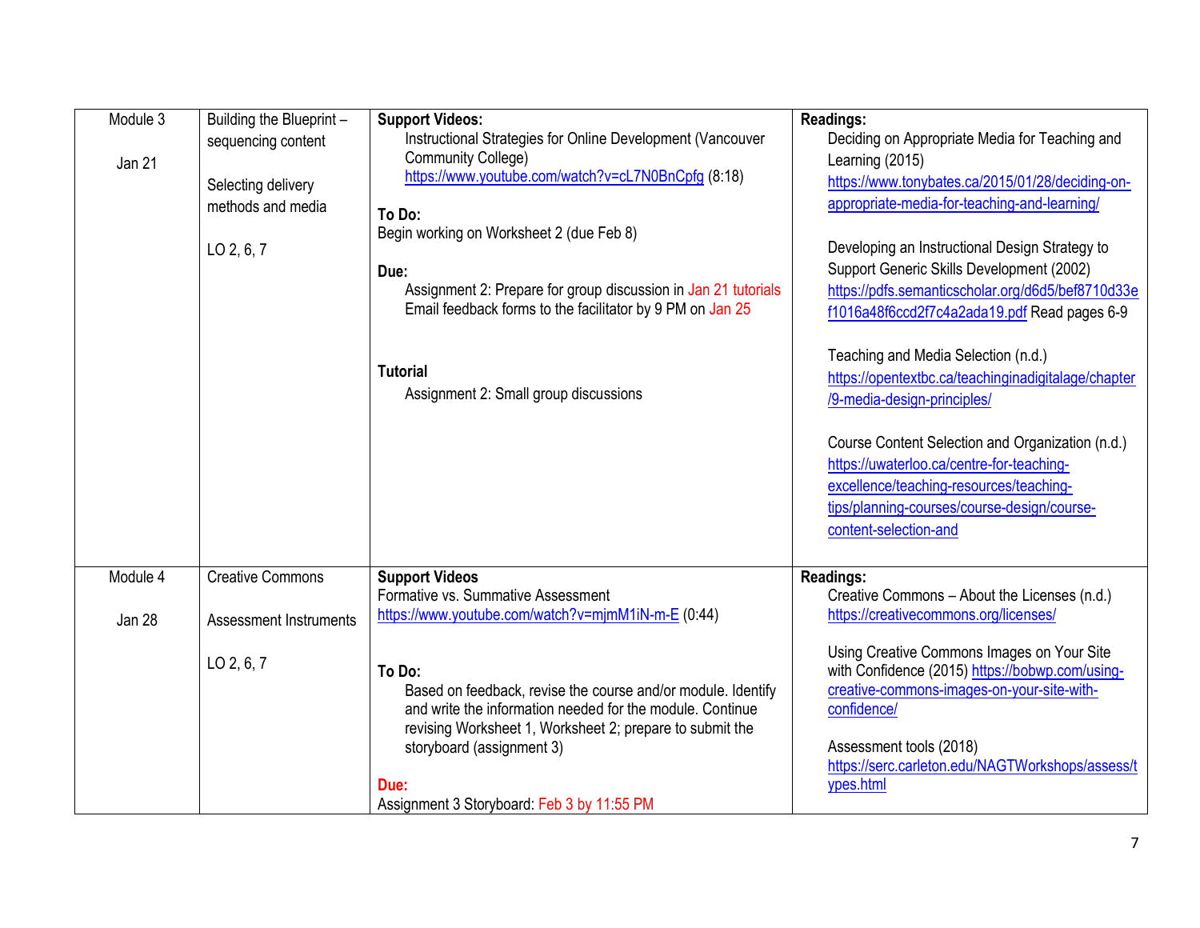| Module 3<br><br>Jan 21 | Building the Blueprint – sequencing content<br><br>Selecting delivery methods and media<br><br>LO 2, 6, 7 | **Support Videos:**<br>Instructional Strategies for Online Development (Vancouver Community College) https://www.youtube.com/watch?v=cL7N0BnCpfg (8:18)<br><br>**To Do:**<br>Begin working on Worksheet 2 (due Feb 8)<br><br>**Due:**<br>Assignment 2: Prepare for group discussion in Jan 21 tutorials<br>Email feedback forms to the facilitator by 9 PM on Jan 25<br><br>**Tutorial**<br>Assignment 2: Small group discussions | **Readings:**<br>Deciding on Appropriate Media for Teaching and Learning (2015)<br>https://www.tonybates.ca/2015/01/28/deciding-on-appropriate-media-for-teaching-and-learning/<br><br>Developing an Instructional Design Strategy to Support Generic Skills Development (2002)<br>https://pdfs.semanticscholar.org/d6d5/bef8710d33ef1016a48f6ccd2f7c4a2ada19.pdf Read pages 6-9<br><br>Teaching and Media Selection (n.d.)<br>https://opentextbc.ca/teachinginadigitalage/chapter/9-media-design-principles/<br><br>Course Content Selection and Organization (n.d.)<br>https://uwaterloo.ca/centre-for-teaching-excellence/teaching-resources/teaching-tips/planning-courses/course-design/course-content-selection-and |
|---|---|---|---|
| Module 4<br><br>Jan 28 | Creative Commons<br><br>Assessment Instruments<br><br>LO 2, 6, 7 | **Support Videos**<br>Formative vs. Summative Assessment<br>https://www.youtube.com/watch?v=mjmM1iN-m-E (0:44)<br><br>**To Do:**<br>Based on feedback, revise the course and/or module. Identify and write the information needed for the module. Continue revising Worksheet 1, Worksheet 2; prepare to submit the storyboard (assignment 3)<br><br>**Due:**<br>Assignment 3 Storyboard: Feb 3 by 11:55 PM | **Readings:**<br>Creative Commons – About the Licenses (n.d.)<br>https://creativecommons.org/licenses/<br><br>Using Creative Commons Images on Your Site with Confidence (2015) https://bobwp.com/using-creative-commons-images-on-your-site-with-confidence/<br><br>Assessment tools (2018)<br>https://serc.carleton.edu/NAGTWorkshops/assess/types.html |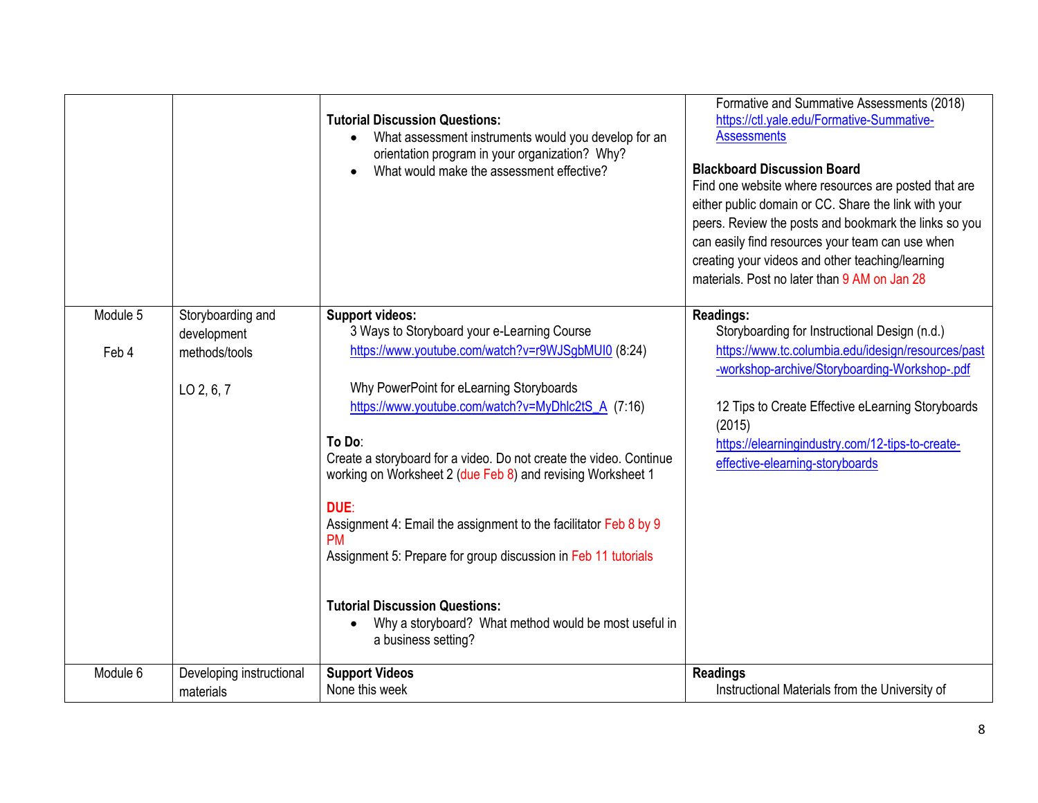| | | | |
|---|---|---|---|
| | | **Tutorial Discussion Questions:**<br>• What assessment instruments would you develop for an orientation program in your organization? Why?<br>• What would make the assessment effective? | Formative and Summative Assessments (2018)<br>https://ctl.yale.edu/Formative-Summative-Assessments<br><br>**Blackboard Discussion Board**<br>Find one website where resources are posted that are either public domain or CC. Share the link with your peers. Review the posts and bookmark the links so you can easily find resources your team can use when creating your videos and other teaching/learning materials. Post no later than 9 AM on Jan 28 |
| Module 5<br><br>Feb 4 | Storyboarding and development methods/tools<br><br>LO 2, 6, 7 | **Support videos:**<br>3 Ways to Storyboard your e-Learning Course<br>https://www.youtube.com/watch?v=r9WJSgbMUI0 (8:24)<br><br>Why PowerPoint for eLearning Storyboards<br>https://www.youtube.com/watch?v=MyDhlc2tS_A (7:16)<br><br>**To Do**:<br>Create a storyboard for a video. Do not create the video. Continue working on Worksheet 2 (due Feb 8) and revising Worksheet 1<br><br>**DUE**:<br>Assignment 4: Email the assignment to the facilitator Feb 8 by 9 PM<br>Assignment 5: Prepare for group discussion in Feb 11 tutorials<br><br>**Tutorial Discussion Questions:**<br>• Why a storyboard? What method would be most useful in a business setting? | **Readings:**<br>Storyboarding for Instructional Design (n.d.)<br>https://www.tc.columbia.edu/idesign/resources/past-workshop-archive/Storyboarding-Workshop-.pdf<br><br>12 Tips to Create Effective eLearning Storyboards (2015)<br>https://elearningindustry.com/12-tips-to-create-effective-elearning-storyboards |
| Module 6 | Developing instructional materials | **Support Videos**<br>None this week | **Readings**<br>Instructional Materials from the University of |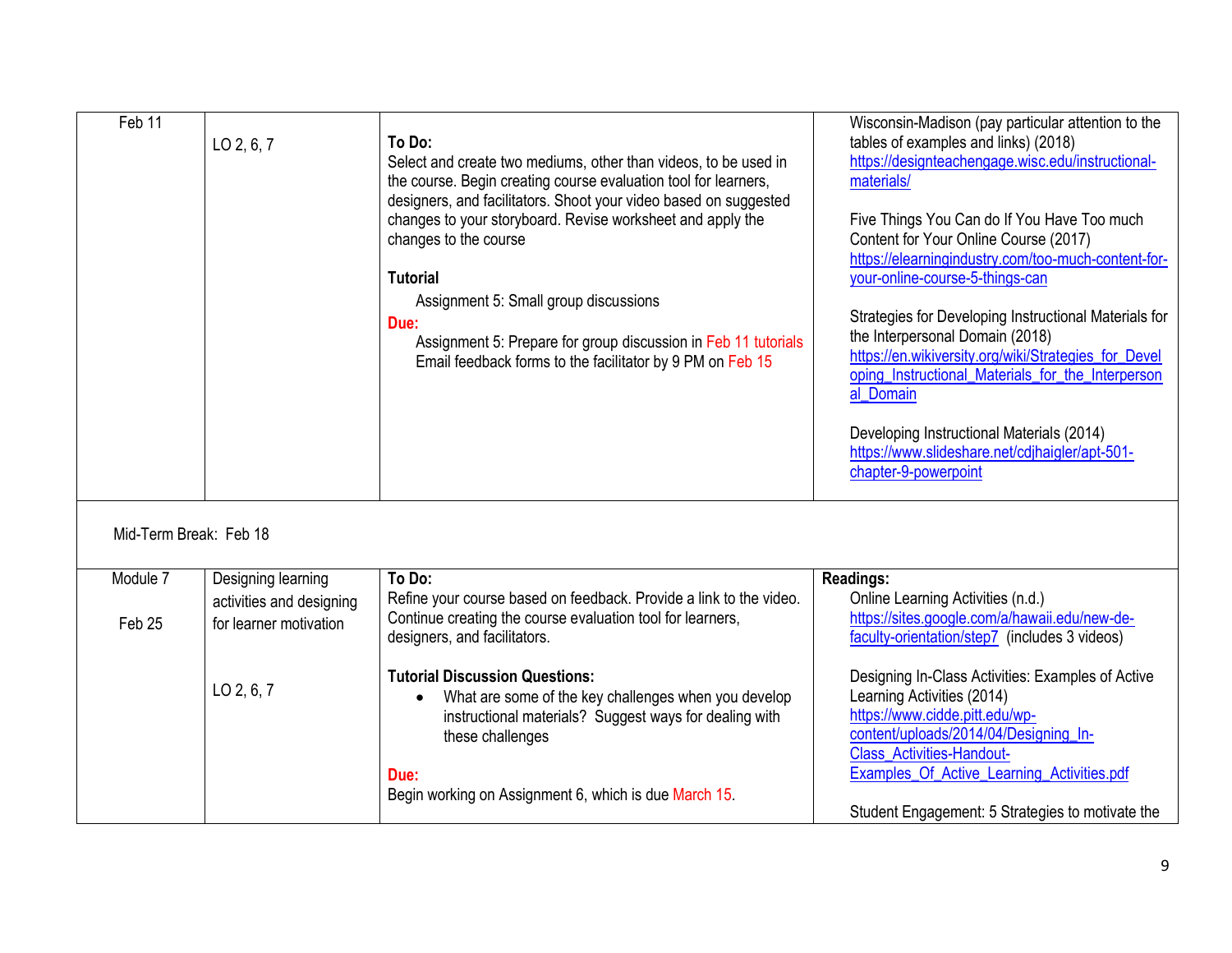| Feb 11 | LO 2, 6, 7 | **To Do:**<br>Select and create two mediums, other than videos, to be used in the course. Begin creating course evaluation tool for learners, designers, and facilitators. Shoot your video based on suggested changes to your storyboard. Revise worksheet and apply the changes to the course<br><br>**Tutorial**<br>Assignment 5: Small group discussions<br>**Due:**<br>Assignment 5: Prepare for group discussion in Feb 11 tutorials<br>Email feedback forms to the facilitator by 9 PM on Feb 15 | Wisconsin-Madison (pay particular attention to the tables of examples and links) (2018)<br>https://designteachengage.wisc.edu/instructional-materials/<br><br>Five Things You Can do If You Have Too much Content for Your Online Course (2017)<br>https://elearningindustry.com/too-much-content-for-your-online-course-5-things-can<br><br>Strategies for Developing Instructional Materials for the Interpersonal Domain (2018)<br>https://en.wikiversity.org/wiki/Strategies_for_Developing_Instructional_Materials_for_the_Interpersonal_Domain<br><br>Developing Instructional Materials (2014)<br>https://www.slideshare.net/cdjhaigler/apt-501-chapter-9-powerpoint |
|---|---|---|---|
| Mid-Term Break: Feb 18 | | | |
| Module 7<br><br>Feb 25 | Designing learning activities and designing for learner motivation<br><br>LO 2, 6, 7 | **To Do:**<br>Refine your course based on feedback. Provide a link to the video. Continue creating the course evaluation tool for learners, designers, and facilitators.<br><br>**Tutorial Discussion Questions:**<br>• What are some of the key challenges when you develop instructional materials? Suggest ways for dealing with these challenges<br><br>**Due:**<br>Begin working on Assignment 6, which is due March 15. | **Readings:**<br>Online Learning Activities (n.d.)<br>https://sites.google.com/a/hawaii.edu/new-de-faculty-orientation/step7 (includes 3 videos)<br><br>Designing In-Class Activities: Examples of Active Learning Activities (2014)<br>https://www.cidde.pitt.edu/wp-content/uploads/2014/04/Designing_In-Class_Activities-Handout-Examples_Of_Active_Learning_Activities.pdf<br><br>Student Engagement: 5 Strategies to motivate the |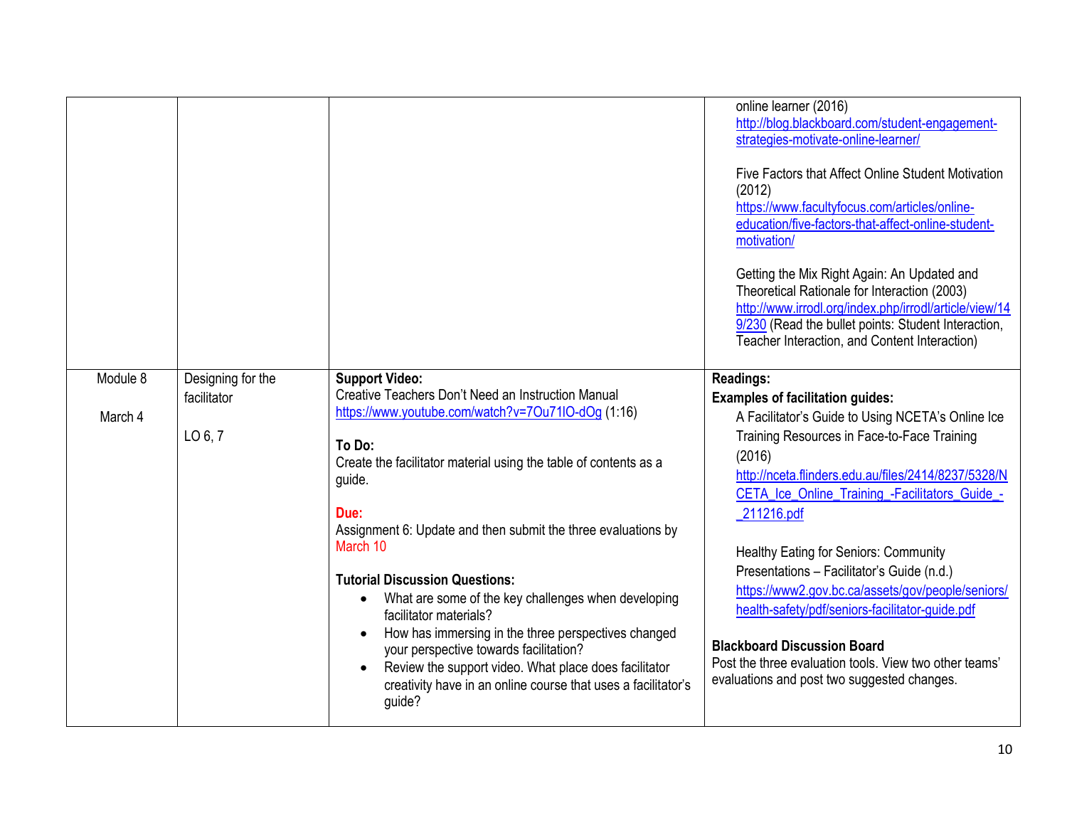| | | | |
|---|---|---|---|
| | | | online learner (2016) http://blog.blackboard.com/student-engagement-strategies-motivate-online-learner/<br><br>Five Factors that Affect Online Student Motivation (2012) https://www.facultyfocus.com/articles/online-education/five-factors-that-affect-online-student-motivation/<br><br>Getting the Mix Right Again: An Updated and Theoretical Rationale for Interaction (2003) http://www.irrodl.org/index.php/irrodl/article/view/149/230 (Read the bullet points: Student Interaction, Teacher Interaction, and Content Interaction) |
| Module 8<br><br>March 4 | Designing for the facilitator<br><br>LO 6, 7 | **Support Video:**<br>Creative Teachers Don't Need an Instruction Manual https://www.youtube.com/watch?v=7Ou71lO-dOg (1:16)<br><br>**To Do:**<br>Create the facilitator material using the table of contents as a guide.<br><br>**Due:**<br>Assignment 6: Update and then submit the three evaluations by March 10<br><br>**Tutorial Discussion Questions:**<br>• What are some of the key challenges when developing facilitator materials?<br>• How has immersing in the three perspectives changed your perspective towards facilitation?<br>• Review the support video. What place does facilitator creativity have in an online course that uses a facilitator's guide? | **Readings:**<br>**Examples of facilitation guides:**<br>A Facilitator's Guide to Using NCETA's Online Ice Training Resources in Face-to-Face Training (2016) http://nceta.flinders.edu.au/files/2414/8237/5328/NCETA_Ice_Online_Training_-Facilitators_Guide_-_211216.pdf<br><br>Healthy Eating for Seniors: Community Presentations – Facilitator's Guide (n.d.) https://www2.gov.bc.ca/assets/gov/people/seniors/health-safety/pdf/seniors-facilitator-guide.pdf<br><br>**Blackboard Discussion Board**<br>Post the three evaluation tools. View two other teams' evaluations and post two suggested changes. |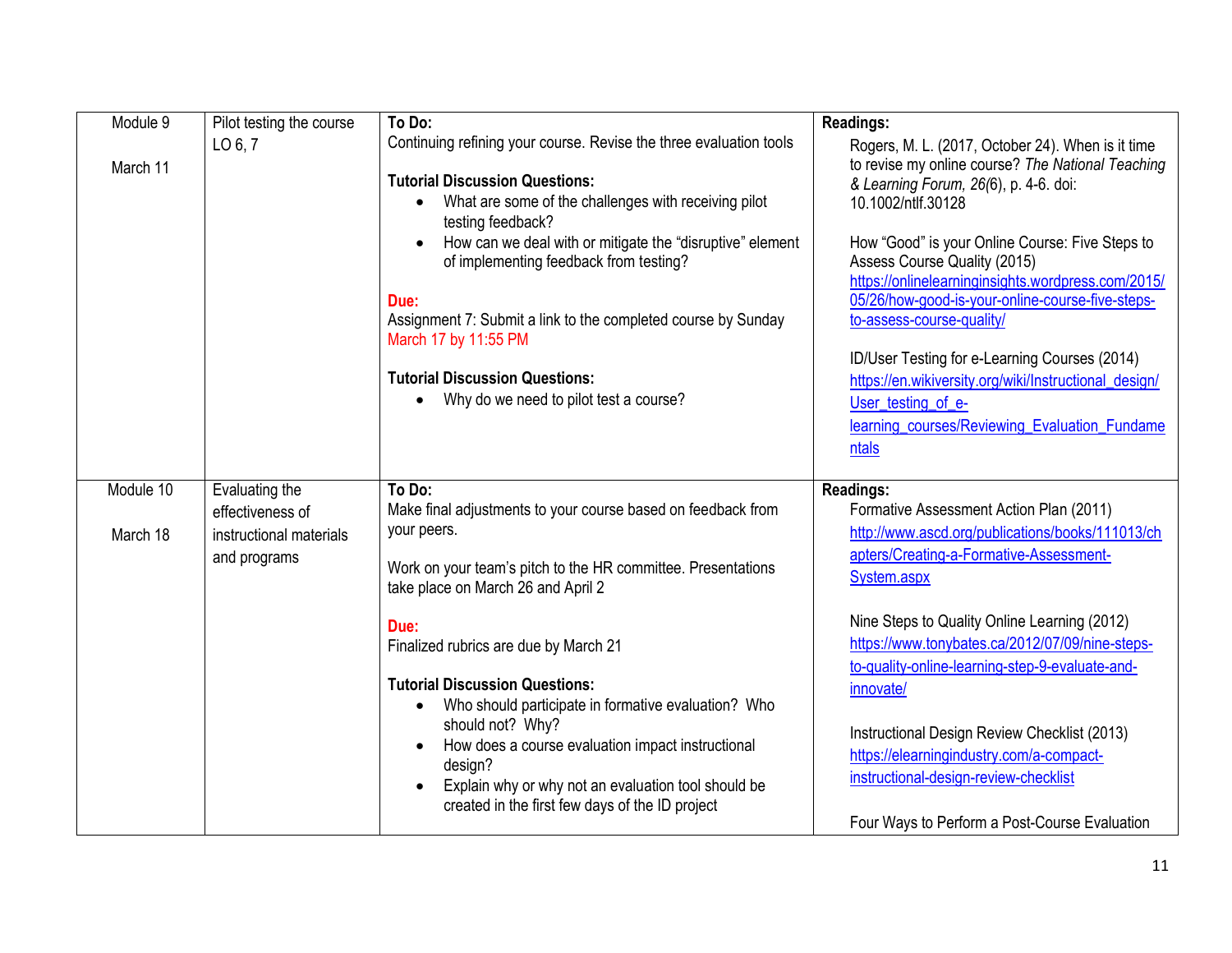| Module 9<br><br>March 11 | Pilot testing the course<br>LO 6, 7 | **To Do:**<br>Continuing refining your course. Revise the three evaluation tools<br><br>**Tutorial Discussion Questions:**<br>• What are some of the challenges with receiving pilot testing feedback?<br>• How can we deal with or mitigate the "disruptive" element of implementing feedback from testing?<br><br>**Due:**<br>Assignment 7: Submit a link to the completed course by Sunday March 17 by 11:55 PM<br><br>**Tutorial Discussion Questions:**<br>• Why do we need to pilot test a course? | **Readings:**<br>Rogers, M. L. (2017, October 24). When is it time to revise my online course? *The National Teaching & Learning Forum, 26*(6), p. 4-6. doi: 10.1002/ntlf.30128<br><br>How "Good" is your Online Course: Five Steps to Assess Course Quality (2015)<br>https://onlinelearninginsights.wordpress.com/2015/05/26/how-good-is-your-online-course-five-steps-to-assess-course-quality/<br><br>ID/User Testing for e-Learning Courses (2014)<br>https://en.wikiversity.org/wiki/Instructional_design/User_testing_of_e-learning_courses/Reviewing_Evaluation_Fundamentals |
|---|---|---|---|
| Module 10<br><br>March 18 | Evaluating the effectiveness of instructional materials and programs | **To Do:**<br>Make final adjustments to your course based on feedback from your peers.<br><br>Work on your team's pitch to the HR committee. Presentations take place on March 26 and April 2<br><br>**Due:**<br>Finalized rubrics are due by March 21<br><br>**Tutorial Discussion Questions:**<br>• Who should participate in formative evaluation? Who should not? Why?<br>• How does a course evaluation impact instructional design?<br>• Explain why or why not an evaluation tool should be created in the first few days of the ID project | **Readings:**<br>Formative Assessment Action Plan (2011)<br>http://www.ascd.org/publications/books/111013/chapters/Creating-a-Formative-Assessment-System.aspx<br><br>Nine Steps to Quality Online Learning (2012)<br>https://www.tonybates.ca/2012/07/09/nine-steps-to-quality-online-learning-step-9-evaluate-and-innovate/<br><br>Instructional Design Review Checklist (2013)<br>https://elearningindustry.com/a-compact-instructional-design-review-checklist<br><br>Four Ways to Perform a Post-Course Evaluation |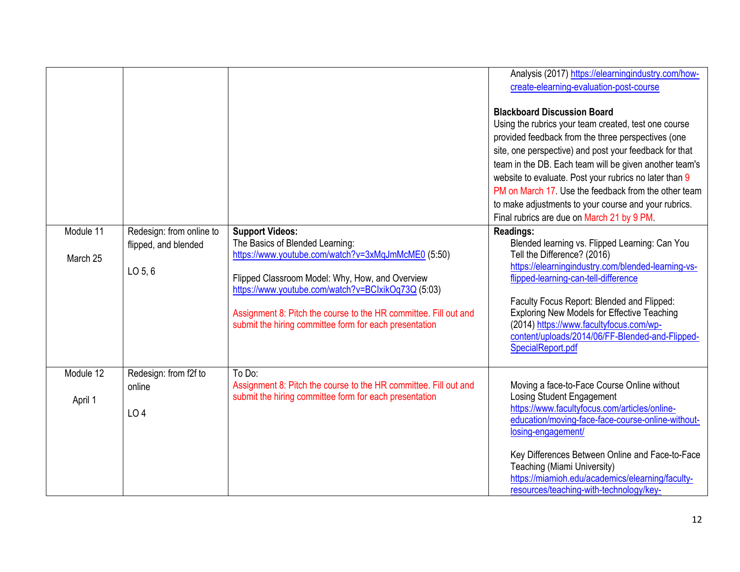| | | | |
|---|---|---|---|
| | | | Analysis (2017) https://elearningindustry.com/how-create-elearning-evaluation-post-course<br><br>**Blackboard Discussion Board**<br>Using the rubrics your team created, test one course provided feedback from the three perspectives (one site, one perspective) and post your feedback for that team in the DB. Each team will be given another team's website to evaluate. Post your rubrics no later than 9 PM on March 17. Use the feedback from the other team to make adjustments to your course and your rubrics. Final rubrics are due on March 21 by 9 PM. |
| Module 11<br><br>March 25 | Redesign: from online to flipped, and blended<br><br>LO 5, 6 | **Support Videos:**<br>The Basics of Blended Learning: https://www.youtube.com/watch?v=3xMqJmMcME0 (5:50)<br><br>Flipped Classroom Model: Why, How, and Overview https://www.youtube.com/watch?v=BCIxikOq73Q (5:03)<br><br>Assignment 8: Pitch the course to the HR committee. Fill out and submit the hiring committee form for each presentation | **Readings:**<br>Blended learning vs. Flipped Learning: Can You Tell the Difference? (2016) https://elearningindustry.com/blended-learning-vs-flipped-learning-can-tell-difference<br><br>Faculty Focus Report: Blended and Flipped: Exploring New Models for Effective Teaching (2014) https://www.facultyfocus.com/wp-content/uploads/2014/06/FF-Blended-and-Flipped-SpecialReport.pdf |
| Module 12<br><br>April 1 | Redesign: from f2f to online<br><br>LO 4 | To Do:<br>Assignment 8: Pitch the course to the HR committee. Fill out and submit the hiring committee form for each presentation | Moving a face-to-Face Course Online without Losing Student Engagement https://www.facultyfocus.com/articles/online-education/moving-face-face-course-online-without-losing-engagement/<br><br>Key Differences Between Online and Face-to-Face Teaching (Miami University) https://miamioh.edu/academics/elearning/faculty-resources/teaching-with-technology/key- |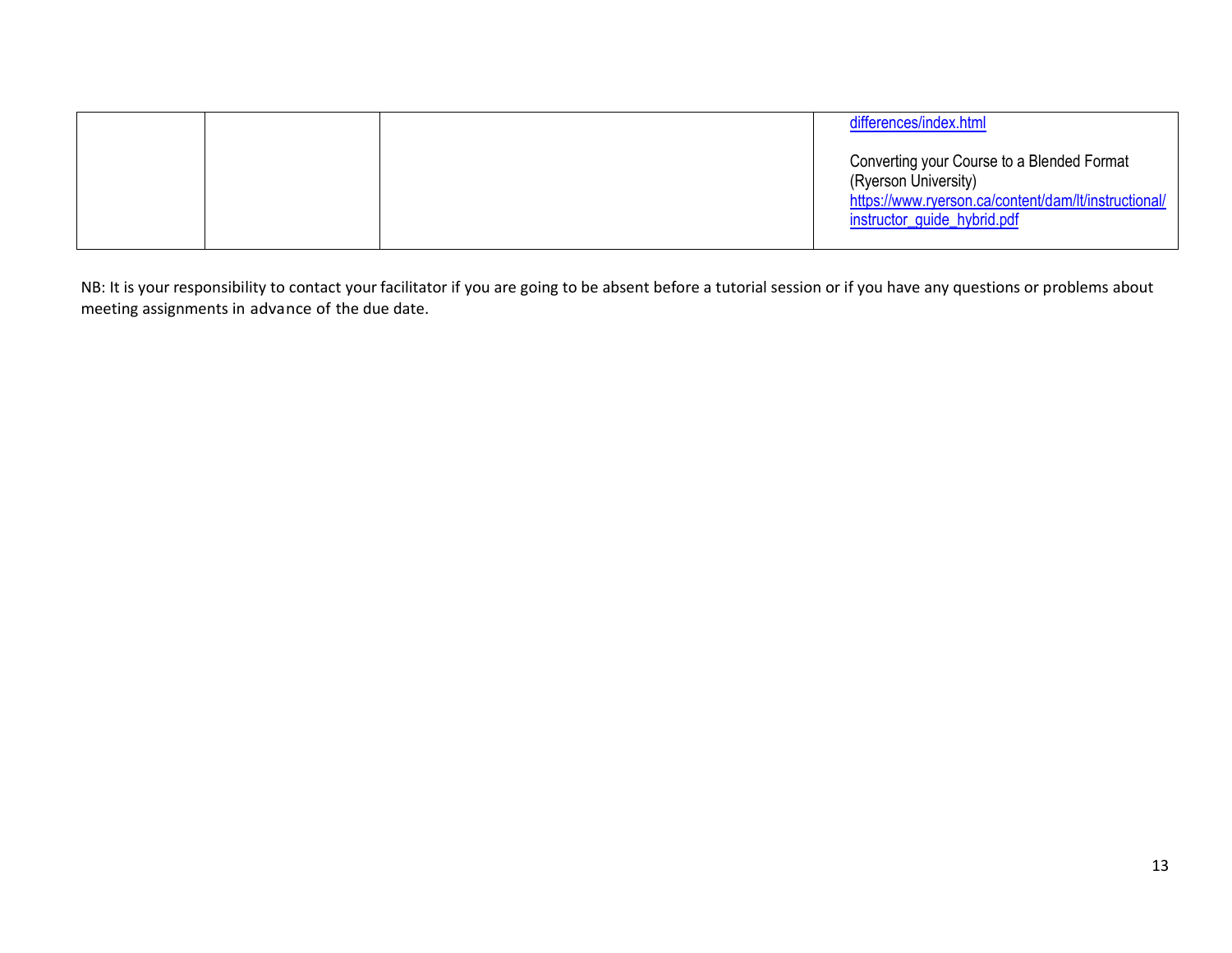|  |  |  | differences/index.html<br><br>Converting your Course to a Blended Format (Ryerson University)<br>https://www.ryerson.ca/content/dam/lt/instructional/instructor_guide_hybrid.pdf |
|---|---|---|---|

NB: It is your responsibility to contact your facilitator if you are going to be absent before a tutorial session or if you have any questions or problems about meeting assignments in advance of the due date.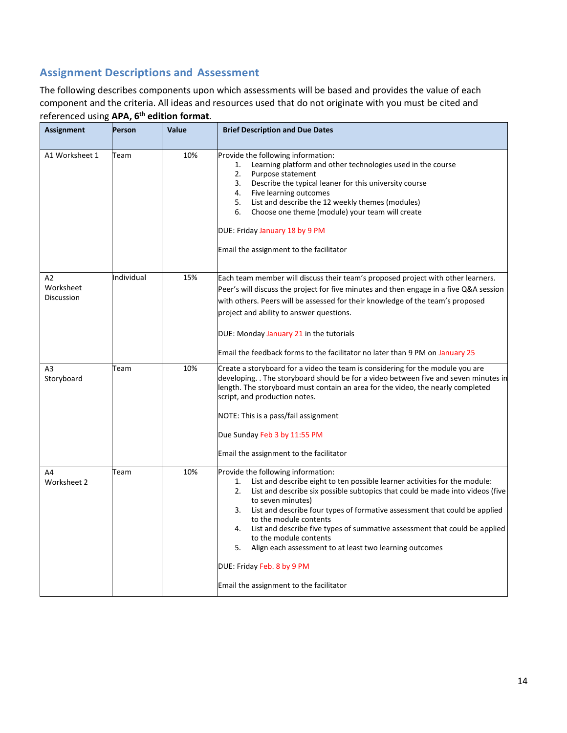## Assignment Descriptions and Assessment

The following describes components upon which assessments will be based and provides the value of each component and the criteria. All ideas and resources used that do not originate with you must be cited and referenced using **APA, 6th edition format**.

| Assignment | Person | Value | Brief Description and Due Dates |
|---|---|---|---|
| A1 Worksheet 1 | Team | 10% | Provide the following information:<br>1. Learning platform and other technologies used in the course<br>2. Purpose statement<br>3. Describe the typical leaner for this university course<br>4. Five learning outcomes<br>5. List and describe the 12 weekly themes (modules)<br>6. Choose one theme (module) your team will create<br><br>DUE: Friday January 18 by 9 PM<br><br>Email the assignment to the facilitator |
| A2 Worksheet Discussion | Individual | 15% | Each team member will discuss their team's proposed project with other learners. Peer's will discuss the project for five minutes and then engage in a five Q&A session with others. Peers will be assessed for their knowledge of the team's proposed project and ability to answer questions.<br><br>DUE: Monday January 21 in the tutorials<br><br>Email the feedback forms to the facilitator no later than 9 PM on January 25 |
| A3 Storyboard | Team | 10% | Create a storyboard for a video the team is considering for the module you are developing. . The storyboard should be for a video between five and seven minutes in length. The storyboard must contain an area for the video, the nearly completed script, and production notes.<br><br>NOTE: This is a pass/fail assignment<br><br>Due Sunday Feb 3 by 11:55 PM<br><br>Email the assignment to the facilitator |
| A4 Worksheet 2 | Team | 10% | Provide the following information:<br>1. List and describe eight to ten possible learner activities for the module:<br>2. List and describe six possible subtopics that could be made into videos (five to seven minutes)<br>3. List and describe four types of formative assessment that could be applied to the module contents<br>4. List and describe five types of summative assessment that could be applied to the module contents<br>5. Align each assessment to at least two learning outcomes<br><br>DUE: Friday Feb. 8 by 9 PM<br><br>Email the assignment to the facilitator |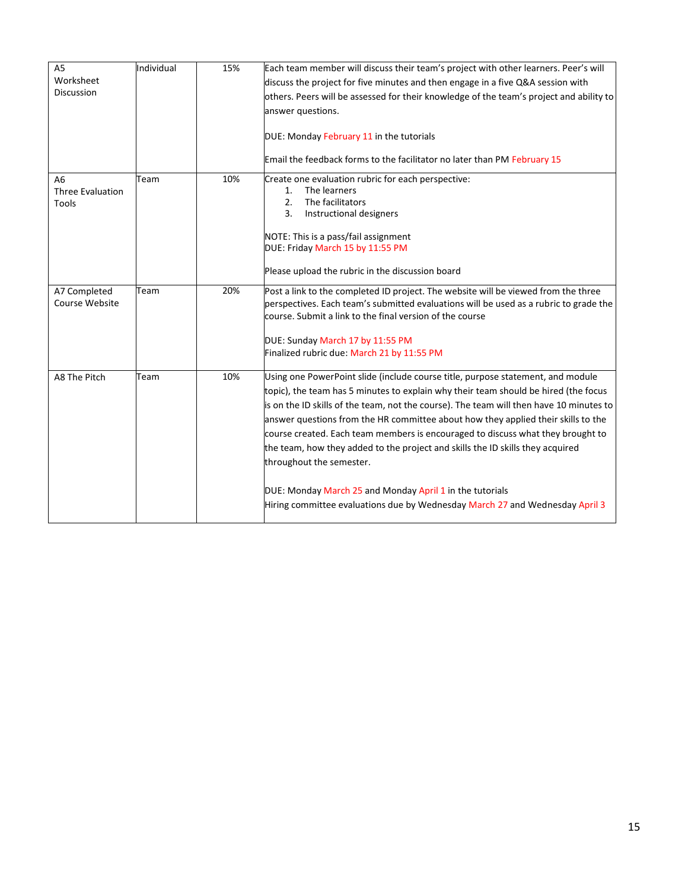| | | | |
|---|---|---|---|
| A5 Worksheet Discussion | Individual | 15% | Each team member will discuss their team's project with other learners. Peer's will discuss the project for five minutes and then engage in a five Q&A session with others. Peers will be assessed for their knowledge of the team's project and ability to answer questions.<br><br>DUE: Monday February 11 in the tutorials<br><br>Email the feedback forms to the facilitator no later than PM February 15 |
| A6 Three Evaluation Tools | Team | 10% | Create one evaluation rubric for each perspective:<br>1. The learners<br>2. The facilitators<br>3. Instructional designers<br><br>NOTE: This is a pass/fail assignment<br>DUE: Friday March 15 by 11:55 PM<br><br>Please upload the rubric in the discussion board |
| A7 Completed Course Website | Team | 20% | Post a link to the completed ID project. The website will be viewed from the three perspectives. Each team's submitted evaluations will be used as a rubric to grade the course. Submit a link to the final version of the course<br><br>DUE: Sunday March 17 by 11:55 PM<br>Finalized rubric due: March 21 by 11:55 PM |
| A8 The Pitch | Team | 10% | Using one PowerPoint slide (include course title, purpose statement, and module topic), the team has 5 minutes to explain why their team should be hired (the focus is on the ID skills of the team, not the course). The team will then have 10 minutes to answer questions from the HR committee about how they applied their skills to the course created. Each team members is encouraged to discuss what they brought to the team, how they added to the project and skills the ID skills they acquired throughout the semester.<br><br>DUE: Monday March 25 and Monday April 1 in the tutorials<br>Hiring committee evaluations due by Wednesday March 27 and Wednesday April 3 |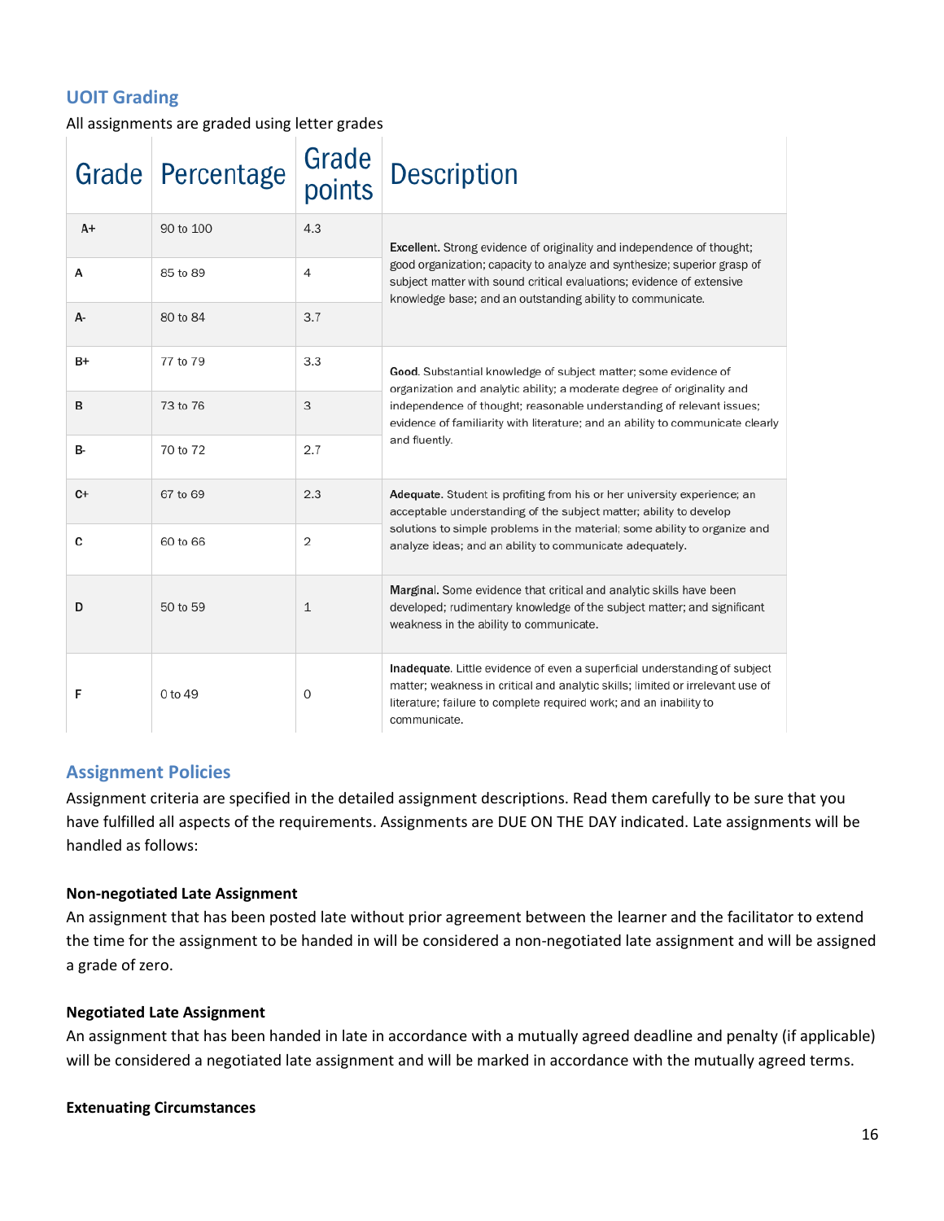## UOIT Grading

All assignments are graded using letter grades

| Grade | Percentage | Grade points | Description |
|---|---|---|---|
| A+ | 90 to 100 | 4.3 | **Excellent**. Strong evidence of originality and independence of thought; good organization; capacity to analyze and synthesize; superior grasp of subject matter with sound critical evaluations; evidence of extensive knowledge base; and an outstanding ability to communicate. |
| A | 85 to 89 | 4 | |
| A- | 80 to 84 | 3.7 | |
| B+ | 77 to 79 | 3.3 | **Good**. Substantial knowledge of subject matter; some evidence of organization and analytic ability; a moderate degree of originality and independence of thought; reasonable understanding of relevant issues; evidence of familiarity with literature; and an ability to communicate clearly and fluently. |
| B | 73 to 76 | 3 | |
| B- | 70 to 72 | 2.7 | |
| C+ | 67 to 69 | 2.3 | **Adequate**. Student is profiting from his or her university experience; an acceptable understanding of the subject matter; ability to develop solutions to simple problems in the material; some ability to organize and analyze ideas; and an ability to communicate adequately. |
| C | 60 to 66 | 2 | |
| D | 50 to 59 | 1 | **Marginal**. Some evidence that critical and analytic skills have been developed; rudimentary knowledge of the subject matter; and significant weakness in the ability to communicate. |
| F | 0 to 49 | 0 | **Inadequate**. Little evidence of even a superficial understanding of subject matter; weakness in critical and analytic skills; limited or irrelevant use of literature; failure to complete required work; and an inability to communicate. |

## Assignment Policies

Assignment criteria are specified in the detailed assignment descriptions. Read them carefully to be sure that you have fulfilled all aspects of the requirements. Assignments are DUE ON THE DAY indicated. Late assignments will be handled as follows:

**Non-negotiated Late Assignment**

An assignment that has been posted late without prior agreement between the learner and the facilitator to extend the time for the assignment to be handed in will be considered a non-negotiated late assignment and will be assigned a grade of zero.

**Negotiated Late Assignment**

An assignment that has been handed in late in accordance with a mutually agreed deadline and penalty (if applicable) will be considered a negotiated late assignment and will be marked in accordance with the mutually agreed terms.

**Extenuating Circumstances**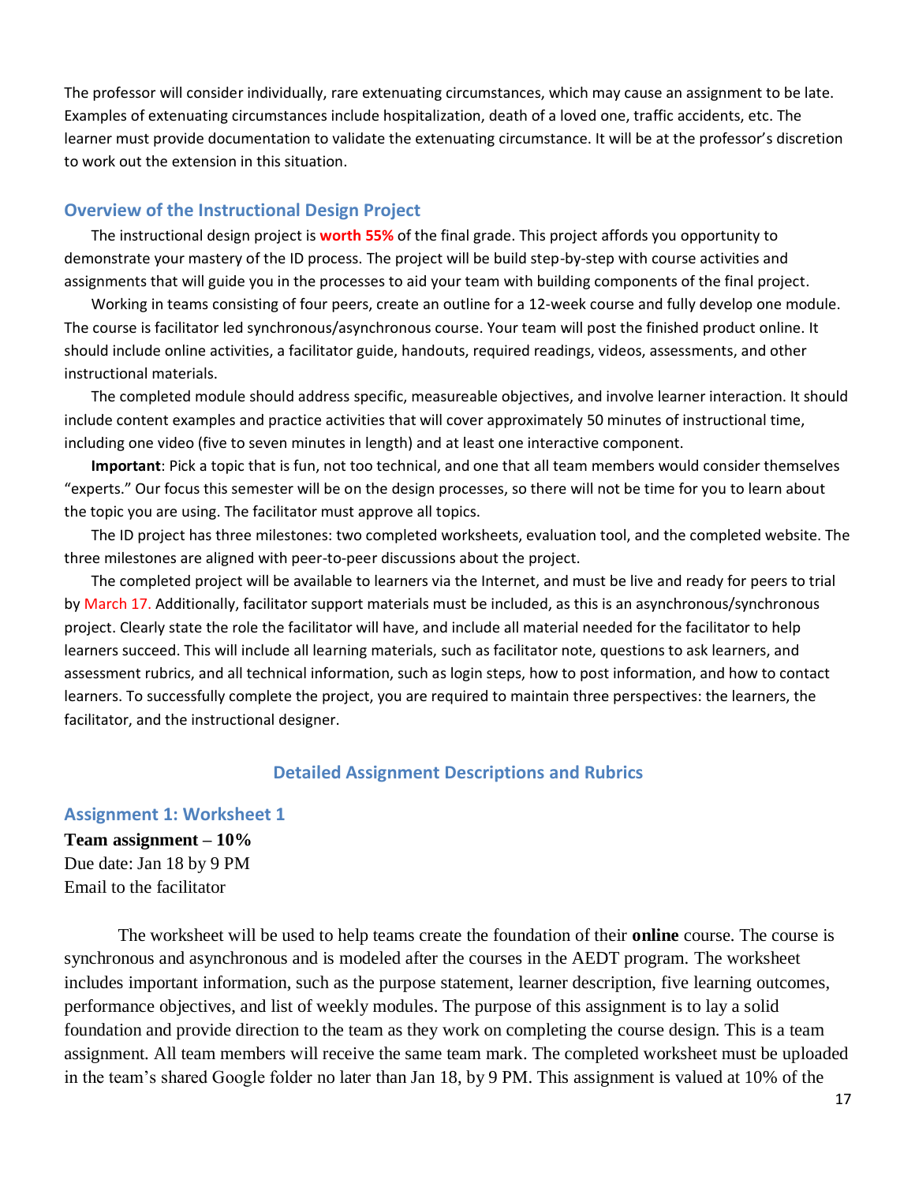The professor will consider individually, rare extenuating circumstances, which may cause an assignment to be late. Examples of extenuating circumstances include hospitalization, death of a loved one, traffic accidents, etc. The learner must provide documentation to validate the extenuating circumstance. It will be at the professor's discretion to work out the extension in this situation.

## Overview of the Instructional Design Project

The instructional design project is **worth 55%** of the final grade. This project affords you opportunity to demonstrate your mastery of the ID process. The project will be build step-by-step with course activities and assignments that will guide you in the processes to aid your team with building components of the final project.

Working in teams consisting of four peers, create an outline for a 12-week course and fully develop one module. The course is facilitator led synchronous/asynchronous course. Your team will post the finished product online. It should include online activities, a facilitator guide, handouts, required readings, videos, assessments, and other instructional materials.

The completed module should address specific, measureable objectives, and involve learner interaction. It should include content examples and practice activities that will cover approximately 50 minutes of instructional time, including one video (five to seven minutes in length) and at least one interactive component.

**Important**: Pick a topic that is fun, not too technical, and one that all team members would consider themselves "experts." Our focus this semester will be on the design processes, so there will not be time for you to learn about the topic you are using. The facilitator must approve all topics.

The ID project has three milestones: two completed worksheets, evaluation tool, and the completed website. The three milestones are aligned with peer-to-peer discussions about the project.

The completed project will be available to learners via the Internet, and must be live and ready for peers to trial by March 17. Additionally, facilitator support materials must be included, as this is an asynchronous/synchronous project. Clearly state the role the facilitator will have, and include all material needed for the facilitator to help learners succeed. This will include all learning materials, such as facilitator note, questions to ask learners, and assessment rubrics, and all technical information, such as login steps, how to post information, and how to contact learners. To successfully complete the project, you are required to maintain three perspectives: the learners, the facilitator, and the instructional designer.

## Detailed Assignment Descriptions and Rubrics

### Assignment 1: Worksheet 1

**Team assignment – 10%**
Due date: Jan 18 by 9 PM
Email to the facilitator

The worksheet will be used to help teams create the foundation of their **online** course. The course is synchronous and asynchronous and is modeled after the courses in the AEDT program. The worksheet includes important information, such as the purpose statement, learner description, five learning outcomes, performance objectives, and list of weekly modules. The purpose of this assignment is to lay a solid foundation and provide direction to the team as they work on completing the course design. This is a team assignment. All team members will receive the same team mark. The completed worksheet must be uploaded in the team's shared Google folder no later than Jan 18, by 9 PM. This assignment is valued at 10% of the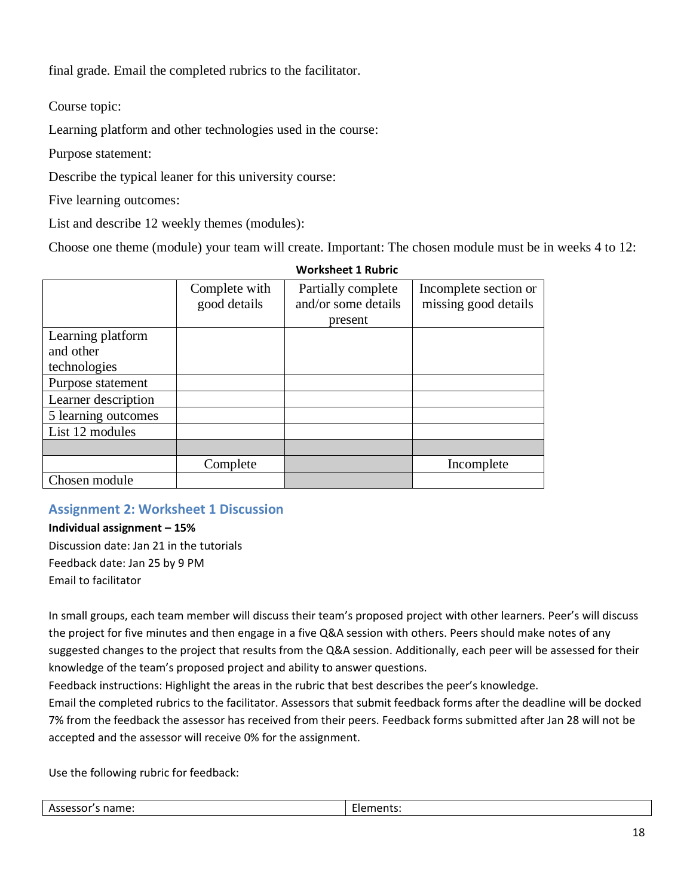final grade. Email the completed rubrics to the facilitator.

Course topic:

Learning platform and other technologies used in the course:

Purpose statement:

Describe the typical leaner for this university course:

Five learning outcomes:

List and describe 12 weekly themes (modules):

Choose one theme (module) your team will create. Important: The chosen module must be in weeks 4 to 12:

**Worksheet 1 Rubric**

| | Complete with good details | Partially complete and/or some details present | Incomplete section or missing good details |
|---|---|---|---|
| Learning platform and other technologies | | | |
| Purpose statement | | | |
| Learner description | | | |
| 5 learning outcomes | | | |
| List 12 modules | | | |
| | | | |
| | Complete | | Incomplete |
| Chosen module | | | |

## Assignment 2: Worksheet 1 Discussion

**Individual assignment – 15%**

Discussion date: Jan 21 in the tutorials

Feedback date: Jan 25 by 9 PM

Email to facilitator

In small groups, each team member will discuss their team's proposed project with other learners. Peer's will discuss the project for five minutes and then engage in a five Q&A session with others. Peers should make notes of any suggested changes to the project that results from the Q&A session. Additionally, each peer will be assessed for their knowledge of the team's proposed project and ability to answer questions.

Feedback instructions: Highlight the areas in the rubric that best describes the peer's knowledge.

Email the completed rubrics to the facilitator. Assessors that submit feedback forms after the deadline will be docked 7% from the feedback the assessor has received from their peers. Feedback forms submitted after Jan 28 will not be accepted and the assessor will receive 0% for the assignment.

Use the following rubric for feedback:

| Assessor's name: | Elements: |
|---|---|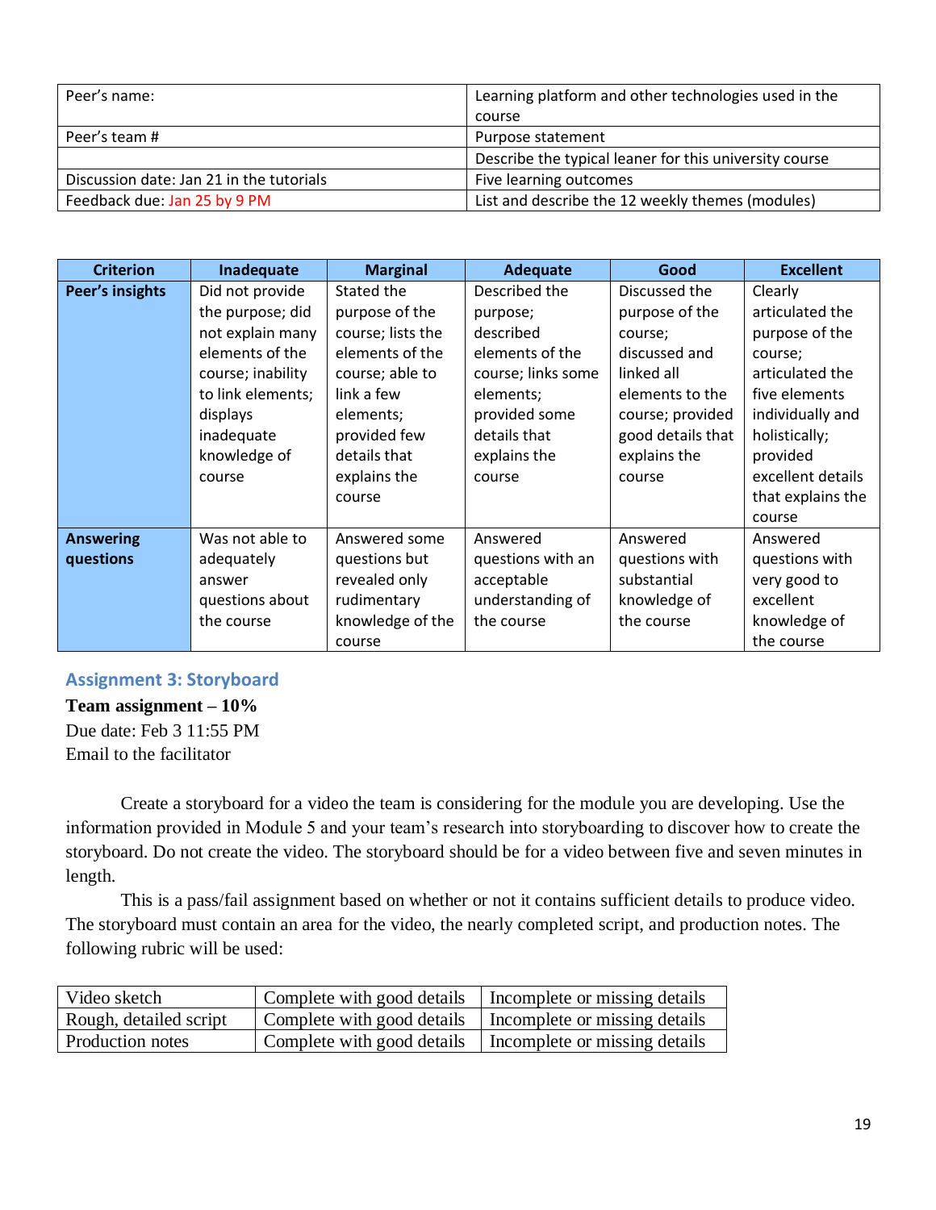| Peer's name: | Learning platform and other technologies used in the course |
| --- | --- |
| Peer's team # | Purpose statement |
| | Describe the typical leaner for this university course |
| Discussion date: Jan 21 in the tutorials | Five learning outcomes |
| Feedback due: Jan 25 by 9 PM | List and describe the 12 weekly themes (modules) |

| Criterion | Inadequate | Marginal | Adequate | Good | Excellent |
| --- | --- | --- | --- | --- | --- |
| **Peer's insights** | Did not provide the purpose; did not explain many elements of the course; inability to link elements; displays inadequate knowledge of course | Stated the purpose of the course; lists the elements of the course; able to link a few elements; provided few details that explains the course | Described the purpose; described elements of the course; links some elements; provided some details that explains the course | Discussed the purpose of the course; discussed and linked all elements to the course; provided good details that explains the course | Clearly articulated the purpose of the course; articulated the five elements individually and holistically; provided excellent details that explains the course |
| **Answering questions** | Was not able to adequately answer questions about the course | Answered some questions but revealed only rudimentary knowledge of the course | Answered questions with an acceptable understanding of the course | Answered questions with substantial knowledge of the course | Answered questions with very good to excellent knowledge of the course |

## Assignment 3: Storyboard

**Team assignment – 10%**
Due date: Feb 3 11:55 PM
Email to the facilitator

Create a storyboard for a video the team is considering for the module you are developing. Use the information provided in Module 5 and your team's research into storyboarding to discover how to create the storyboard. Do not create the video. The storyboard should be for a video between five and seven minutes in length.

This is a pass/fail assignment based on whether or not it contains sufficient details to produce video. The storyboard must contain an area for the video, the nearly completed script, and production notes. The following rubric will be used:

| | | |
| --- | --- | --- |
| Video sketch | Complete with good details | Incomplete or missing details |
| Rough, detailed script | Complete with good details | Incomplete or missing details |
| Production notes | Complete with good details | Incomplete or missing details |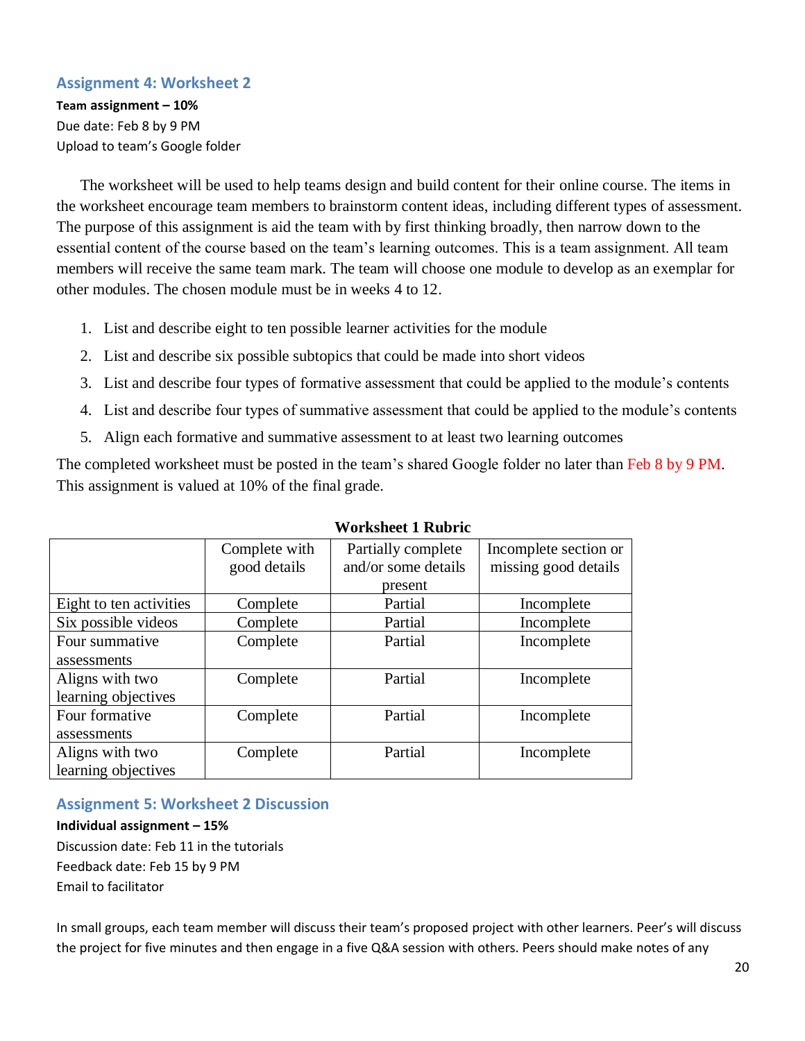## Assignment 4: Worksheet 2

**Team assignment – 10%**
Due date: Feb 8 by 9 PM
Upload to team's Google folder

The worksheet will be used to help teams design and build content for their online course. The items in the worksheet encourage team members to brainstorm content ideas, including different types of assessment. The purpose of this assignment is aid the team with by first thinking broadly, then narrow down to the essential content of the course based on the team's learning outcomes. This is a team assignment. All team members will receive the same team mark. The team will choose one module to develop as an exemplar for other modules. The chosen module must be in weeks 4 to 12.

1. List and describe eight to ten possible learner activities for the module
2. List and describe six possible subtopics that could be made into short videos
3. List and describe four types of formative assessment that could be applied to the module's contents
4. List and describe four types of summative assessment that could be applied to the module's contents
5. Align each formative and summative assessment to at least two learning outcomes

The completed worksheet must be posted in the team's shared Google folder no later than Feb 8 by 9 PM. This assignment is valued at 10% of the final grade.

**Worksheet 1 Rubric**

| | Complete with good details | Partially complete and/or some details present | Incomplete section or missing good details |
|---|---|---|---|
| Eight to ten activities | Complete | Partial | Incomplete |
| Six possible videos | Complete | Partial | Incomplete |
| Four summative assessments | Complete | Partial | Incomplete |
| Aligns with two learning objectives | Complete | Partial | Incomplete |
| Four formative assessments | Complete | Partial | Incomplete |
| Aligns with two learning objectives | Complete | Partial | Incomplete |

## Assignment 5: Worksheet 2 Discussion

**Individual assignment – 15%**
Discussion date: Feb 11 in the tutorials
Feedback date: Feb 15 by 9 PM
Email to facilitator

In small groups, each team member will discuss their team's proposed project with other learners. Peer's will discuss the project for five minutes and then engage in a five Q&A session with others. Peers should make notes of any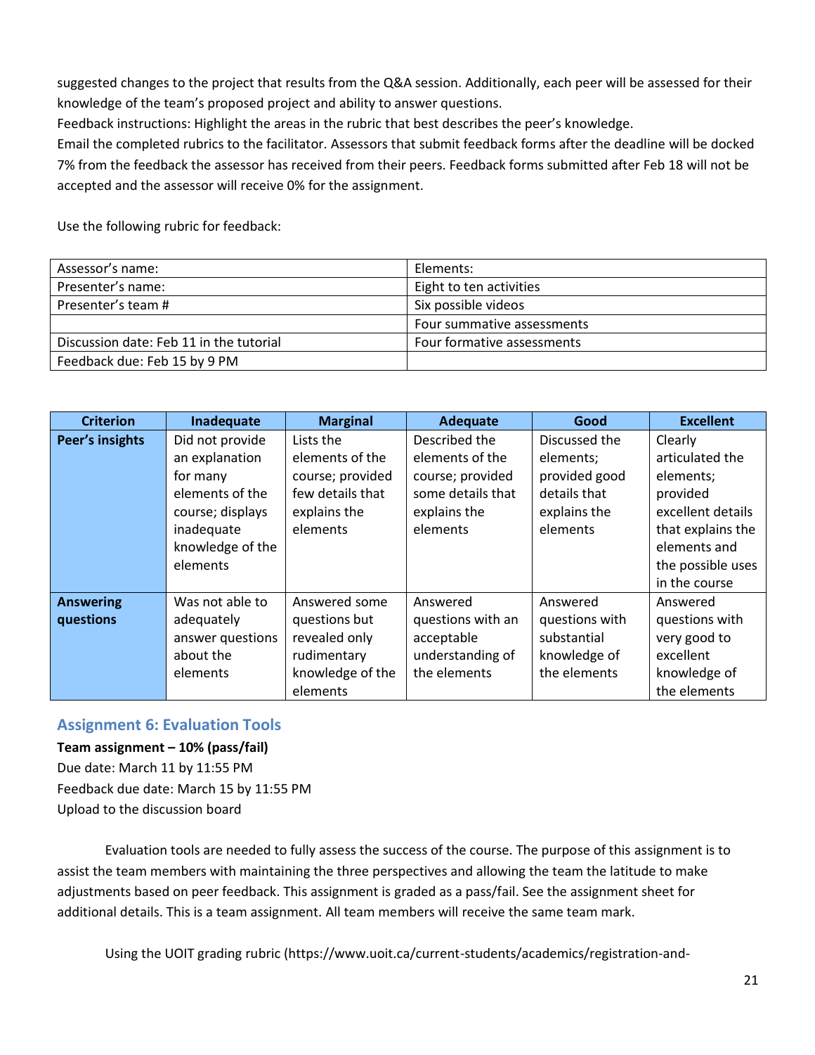suggested changes to the project that results from the Q&A session. Additionally, each peer will be assessed for their knowledge of the team's proposed project and ability to answer questions.

Feedback instructions: Highlight the areas in the rubric that best describes the peer's knowledge.

Email the completed rubrics to the facilitator. Assessors that submit feedback forms after the deadline will be docked 7% from the feedback the assessor has received from their peers. Feedback forms submitted after Feb 18 will not be accepted and the assessor will receive 0% for the assignment.

Use the following rubric for feedback:

| Assessor's name: | Elements: |
|---|---|
| Presenter's name: | Eight to ten activities |
| Presenter's team # | Six possible videos |
| | Four summative assessments |
| Discussion date: Feb 11 in the tutorial | Four formative assessments |
| Feedback due: Feb 15 by 9 PM | |

| Criterion | Inadequate | Marginal | Adequate | Good | Excellent |
|---|---|---|---|---|---|
| **Peer's insights** | Did not provide an explanation for many elements of the course; displays inadequate knowledge of the elements | Lists the elements of the course; provided few details that explains the elements | Described the elements of the course; provided some details that explains the elements | Discussed the elements; provided good details that explains the elements | Clearly articulated the elements; provided excellent details that explains the elements and the possible uses in the course |
| **Answering questions** | Was not able to adequately answer questions about the elements | Answered some questions but revealed only rudimentary knowledge of the elements | Answered questions with an acceptable understanding of the elements | Answered questions with substantial knowledge of the elements | Answered questions with very good to excellent knowledge of the elements |

## Assignment 6: Evaluation Tools

**Team assignment – 10% (pass/fail)**

Due date: March 11 by 11:55 PM

Feedback due date: March 15 by 11:55 PM

Upload to the discussion board

Evaluation tools are needed to fully assess the success of the course. The purpose of this assignment is to assist the team members with maintaining the three perspectives and allowing the team the latitude to make adjustments based on peer feedback. This assignment is graded as a pass/fail. See the assignment sheet for additional details. This is a team assignment. All team members will receive the same team mark.

Using the UOIT grading rubric (https://www.uoit.ca/current-students/academics/registration-and-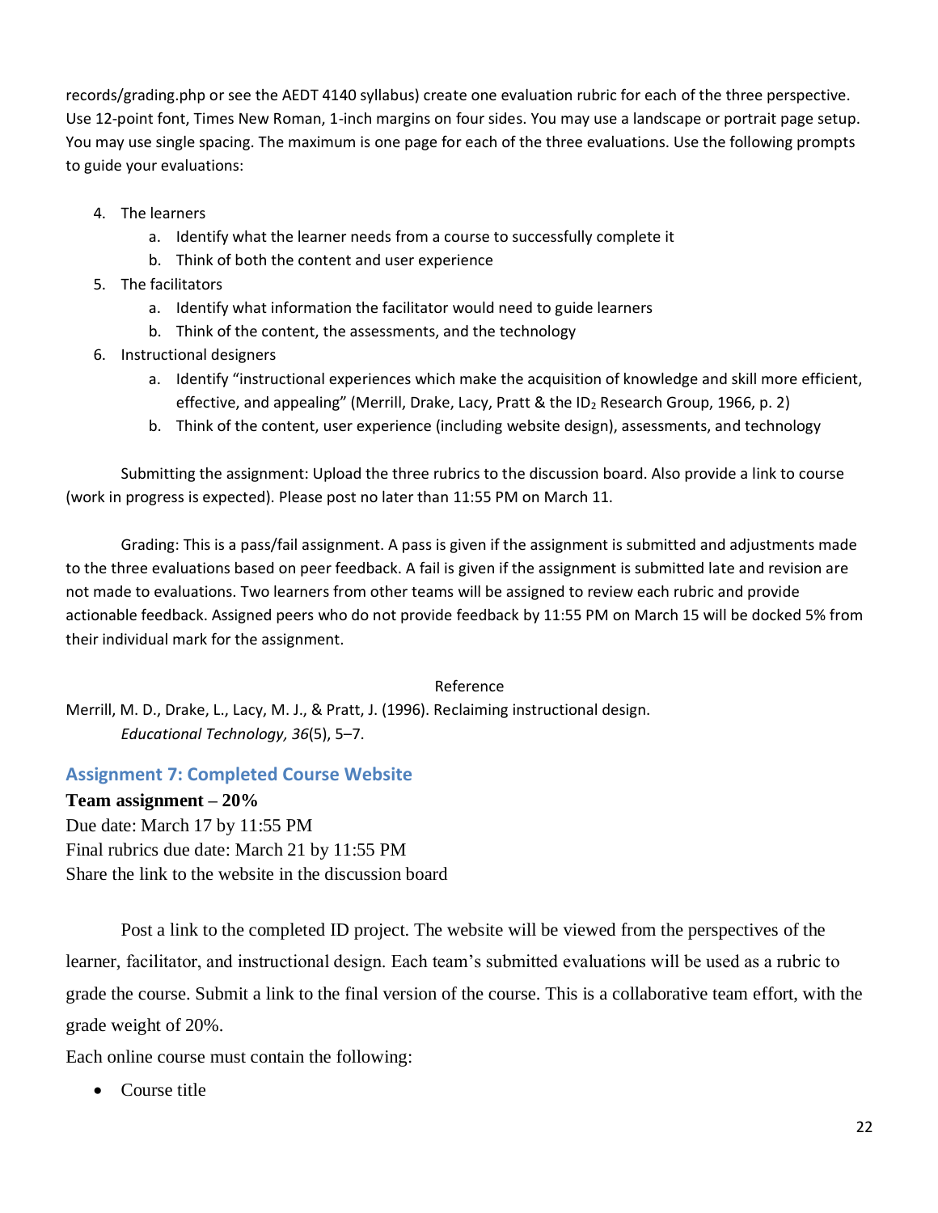records/grading.php or see the AEDT 4140 syllabus) create one evaluation rubric for each of the three perspective. Use 12-point font, Times New Roman, 1-inch margins on four sides. You may use a landscape or portrait page setup. You may use single spacing. The maximum is one page for each of the three evaluations. Use the following prompts to guide your evaluations:

4. The learners
   a. Identify what the learner needs from a course to successfully complete it
   b. Think of both the content and user experience
5. The facilitators
   a. Identify what information the facilitator would need to guide learners
   b. Think of the content, the assessments, and the technology
6. Instructional designers
   a. Identify "instructional experiences which make the acquisition of knowledge and skill more efficient, effective, and appealing" (Merrill, Drake, Lacy, Pratt & the ID$_2$ Research Group, 1966, p. 2)
   b. Think of the content, user experience (including website design), assessments, and technology

Submitting the assignment: Upload the three rubrics to the discussion board. Also provide a link to course (work in progress is expected). Please post no later than 11:55 PM on March 11.

Grading: This is a pass/fail assignment. A pass is given if the assignment is submitted and adjustments made to the three evaluations based on peer feedback. A fail is given if the assignment is submitted late and revision are not made to evaluations. Two learners from other teams will be assigned to review each rubric and provide actionable feedback. Assigned peers who do not provide feedback by 11:55 PM on March 15 will be docked 5% from their individual mark for the assignment.

Reference

Merrill, M. D., Drake, L., Lacy, M. J., & Pratt, J. (1996). Reclaiming instructional design. *Educational Technology, 36*(5), 5–7.

## Assignment 7: Completed Course Website

**Team assignment – 20%**
Due date: March 17 by 11:55 PM
Final rubrics due date: March 21 by 11:55 PM
Share the link to the website in the discussion board

Post a link to the completed ID project. The website will be viewed from the perspectives of the learner, facilitator, and instructional design. Each team's submitted evaluations will be used as a rubric to grade the course. Submit a link to the final version of the course. This is a collaborative team effort, with the grade weight of 20%.

Each online course must contain the following:

- Course title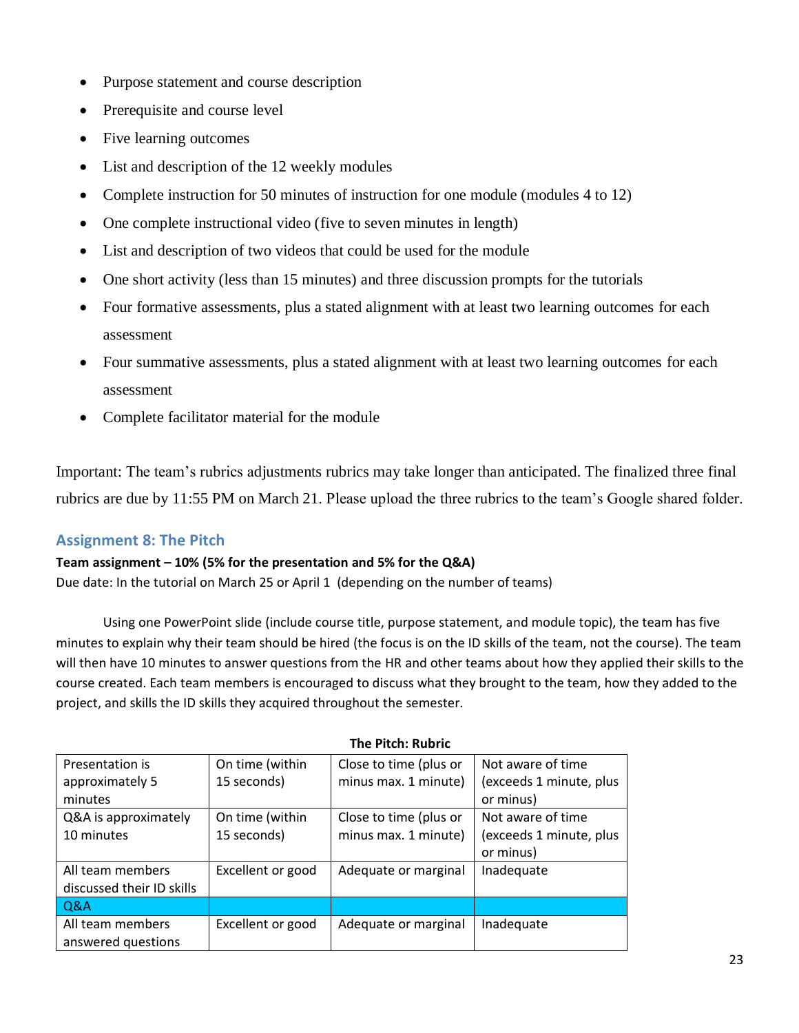- Purpose statement and course description
- Prerequisite and course level
- Five learning outcomes
- List and description of the 12 weekly modules
- Complete instruction for 50 minutes of instruction for one module (modules 4 to 12)
- One complete instructional video (five to seven minutes in length)
- List and description of two videos that could be used for the module
- One short activity (less than 15 minutes) and three discussion prompts for the tutorials
- Four formative assessments, plus a stated alignment with at least two learning outcomes for each assessment
- Four summative assessments, plus a stated alignment with at least two learning outcomes for each assessment
- Complete facilitator material for the module

Important: The team's rubrics adjustments rubrics may take longer than anticipated. The finalized three final rubrics are due by 11:55 PM on March 21. Please upload the three rubrics to the team's Google shared folder.

## Assignment 8: The Pitch

**Team assignment – 10% (5% for the presentation and 5% for the Q&A)**

Due date: In the tutorial on March 25 or April 1 (depending on the number of teams)

Using one PowerPoint slide (include course title, purpose statement, and module topic), the team has five minutes to explain why their team should be hired (the focus is on the ID skills of the team, not the course). The team will then have 10 minutes to answer questions from the HR and other teams about how they applied their skills to the course created. Each team members is encouraged to discuss what they brought to the team, how they added to the project, and skills the ID skills they acquired throughout the semester.

**The Pitch: Rubric**

| | | | |
|---|---|---|---|
| Presentation is approximately 5 minutes | On time (within 15 seconds) | Close to time (plus or minus max. 1 minute) | Not aware of time (exceeds 1 minute, plus or minus) |
| Q&A is approximately 10 minutes | On time (within 15 seconds) | Close to time (plus or minus max. 1 minute) | Not aware of time (exceeds 1 minute, plus or minus) |
| All team members discussed their ID skills | Excellent or good | Adequate or marginal | Inadequate |
| Q&A | | | |
| All team members answered questions | Excellent or good | Adequate or marginal | Inadequate |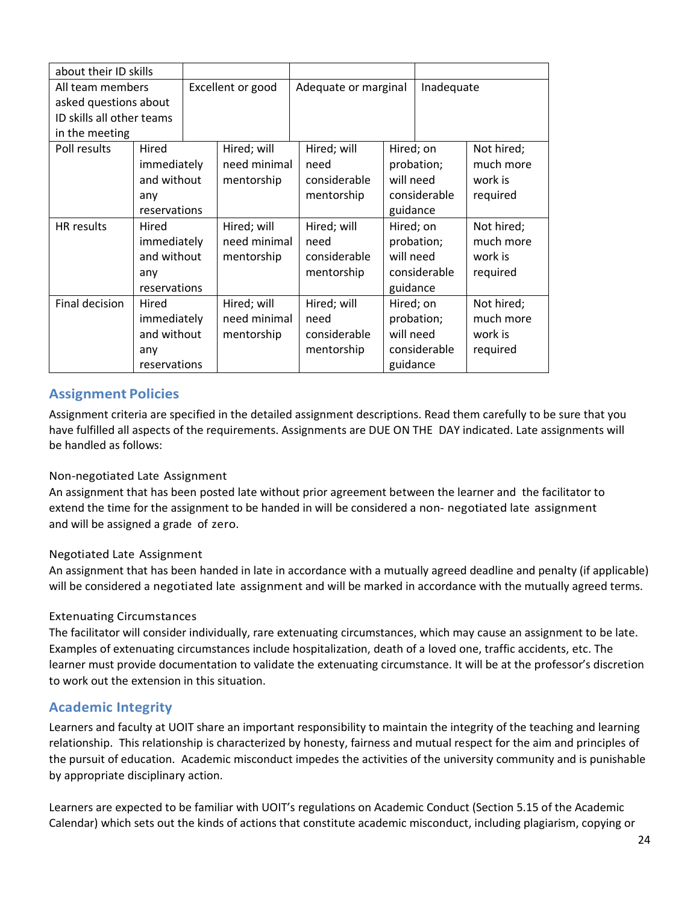| about their ID skills | | | |
|---|---|---|---|
| All team members asked questions about ID skills all other teams in the meeting | Excellent or good | Adequate or marginal | Inadequate |

| Poll results | Hired immediately and without any reservations | Hired; will need minimal mentorship | Hired; will need considerable mentorship | Hired; on probation; will need considerable guidance | Not hired; much more work is required |
|---|---|---|---|---|---|
| HR results | Hired immediately and without any reservations | Hired; will need minimal mentorship | Hired; will need considerable mentorship | Hired; on probation; will need considerable guidance | Not hired; much more work is required |
| Final decision | Hired immediately and without any reservations | Hired; will need minimal mentorship | Hired; will need considerable mentorship | Hired; on probation; will need considerable guidance | Not hired; much more work is required |

## Assignment Policies

Assignment criteria are specified in the detailed assignment descriptions. Read them carefully to be sure that you have fulfilled all aspects of the requirements. Assignments are DUE ON THE DAY indicated. Late assignments will be handled as follows:

### Non-negotiated Late Assignment

An assignment that has been posted late without prior agreement between the learner and the facilitator to extend the time for the assignment to be handed in will be considered a non- negotiated late assignment and will be assigned a grade of zero.

### Negotiated Late Assignment

An assignment that has been handed in late in accordance with a mutually agreed deadline and penalty (if applicable) will be considered a negotiated late assignment and will be marked in accordance with the mutually agreed terms.

### Extenuating Circumstances

The facilitator will consider individually, rare extenuating circumstances, which may cause an assignment to be late. Examples of extenuating circumstances include hospitalization, death of a loved one, traffic accidents, etc. The learner must provide documentation to validate the extenuating circumstance. It will be at the professor's discretion to work out the extension in this situation.

## Academic Integrity

Learners and faculty at UOIT share an important responsibility to maintain the integrity of the teaching and learning relationship. This relationship is characterized by honesty, fairness and mutual respect for the aim and principles of the pursuit of education. Academic misconduct impedes the activities of the university community and is punishable by appropriate disciplinary action.

Learners are expected to be familiar with UOIT's regulations on Academic Conduct (Section 5.15 of the Academic Calendar) which sets out the kinds of actions that constitute academic misconduct, including plagiarism, copying or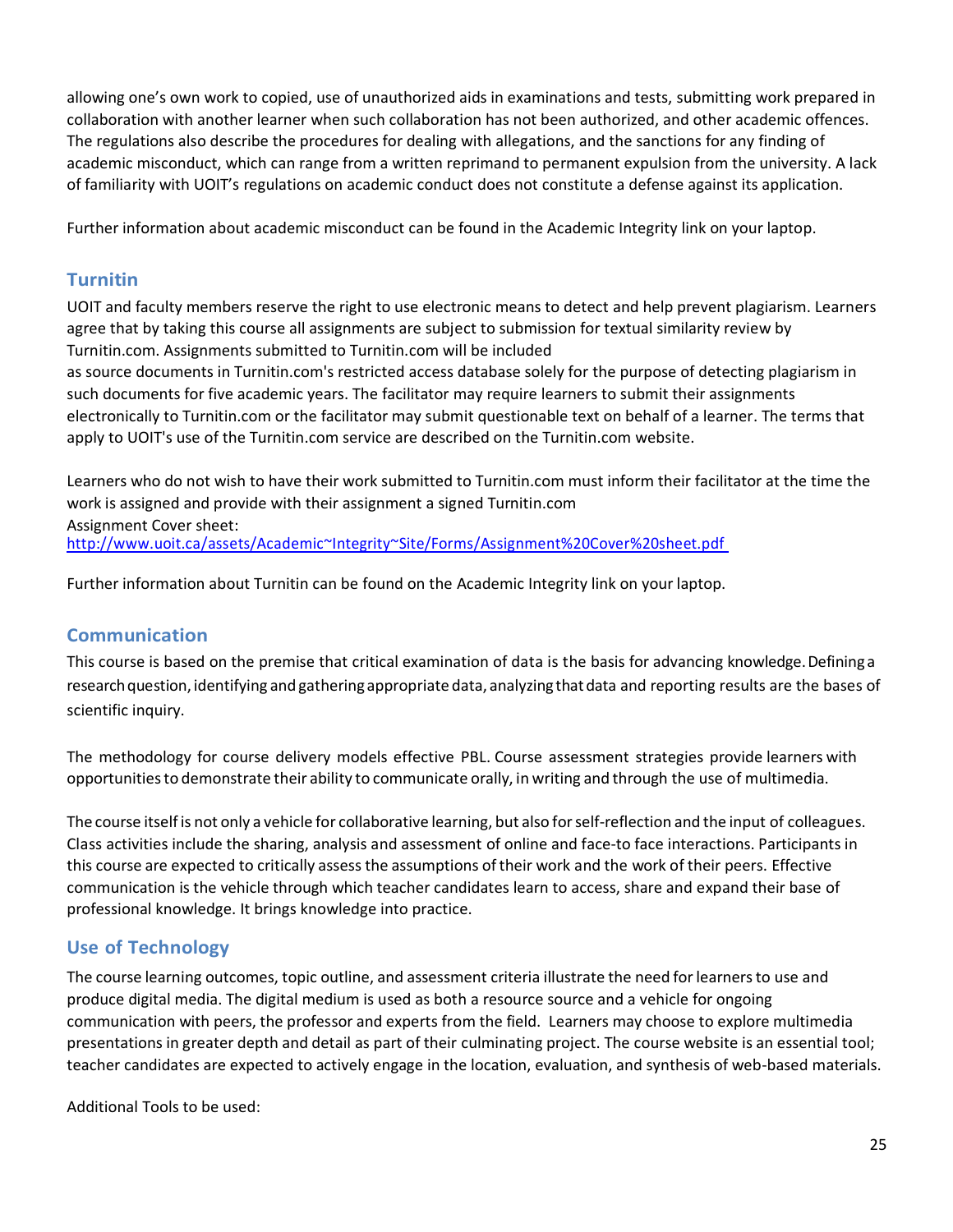allowing one's own work to copied, use of unauthorized aids in examinations and tests, submitting work prepared in collaboration with another learner when such collaboration has not been authorized, and other academic offences. The regulations also describe the procedures for dealing with allegations, and the sanctions for any finding of academic misconduct, which can range from a written reprimand to permanent expulsion from the university. A lack of familiarity with UOIT's regulations on academic conduct does not constitute a defense against its application.

Further information about academic misconduct can be found in the Academic Integrity link on your laptop.

## Turnitin

UOIT and faculty members reserve the right to use electronic means to detect and help prevent plagiarism. Learners agree that by taking this course all assignments are subject to submission for textual similarity review by Turnitin.com. Assignments submitted to Turnitin.com will be included as source documents in Turnitin.com's restricted access database solely for the purpose of detecting plagiarism in such documents for five academic years. The facilitator may require learners to submit their assignments electronically to Turnitin.com or the facilitator may submit questionable text on behalf of a learner. The terms that apply to UOIT's use of the Turnitin.com service are described on the Turnitin.com website.

Learners who do not wish to have their work submitted to Turnitin.com must inform their facilitator at the time the work is assigned and provide with their assignment a signed Turnitin.com Assignment Cover sheet:
http://www.uoit.ca/assets/Academic~Integrity~Site/Forms/Assignment%20Cover%20sheet.pdf

Further information about Turnitin can be found on the Academic Integrity link on your laptop.

## Communication

This course is based on the premise that critical examination of data is the basis for advancing knowledge. Defining a research question, identifying and gathering appropriate data, analyzing that data and reporting results are the bases of scientific inquiry.

The methodology for course delivery models effective PBL. Course assessment strategies provide learners with opportunities to demonstrate their ability to communicate orally, in writing and through the use of multimedia.

The course itself is not only a vehicle for collaborative learning, but also for self-reflection and the input of colleagues. Class activities include the sharing, analysis and assessment of online and face-to face interactions. Participants in this course are expected to critically assess the assumptions of their work and the work of their peers. Effective communication is the vehicle through which teacher candidates learn to access, share and expand their base of professional knowledge. It brings knowledge into practice.

## Use of Technology

The course learning outcomes, topic outline, and assessment criteria illustrate the need for learners to use and produce digital media. The digital medium is used as both a resource source and a vehicle for ongoing communication with peers, the professor and experts from the field. Learners may choose to explore multimedia presentations in greater depth and detail as part of their culminating project. The course website is an essential tool; teacher candidates are expected to actively engage in the location, evaluation, and synthesis of web-based materials.

Additional Tools to be used: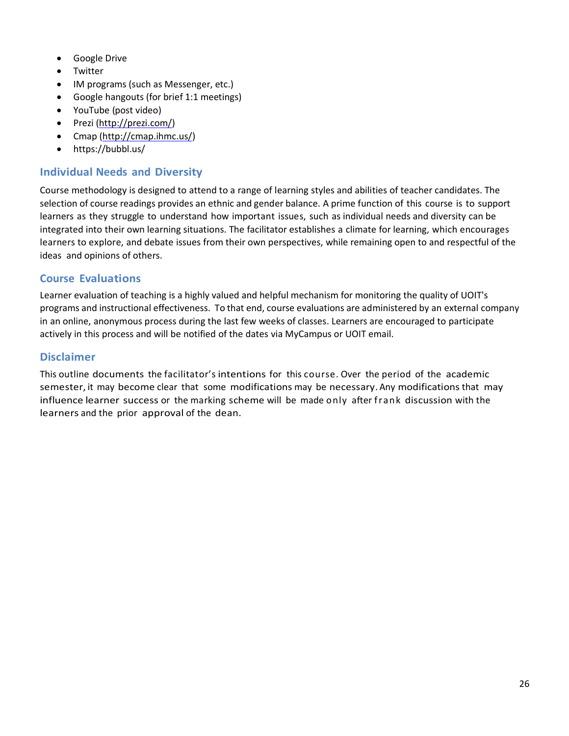- Google Drive
- Twitter
- IM programs (such as Messenger, etc.)
- Google hangouts (for brief 1:1 meetings)
- YouTube (post video)
- Prezi (http://prezi.com/)
- Cmap (http://cmap.ihmc.us/)
- https://bubbl.us/

## Individual Needs and Diversity

Course methodology is designed to attend to a range of learning styles and abilities of teacher candidates. The selection of course readings provides an ethnic and gender balance. A prime function of this course is to support learners as they struggle to understand how important issues, such as individual needs and diversity can be integrated into their own learning situations. The facilitator establishes a climate for learning, which encourages learners to explore, and debate issues from their own perspectives, while remaining open to and respectful of the ideas and opinions of others.

## Course Evaluations

Learner evaluation of teaching is a highly valued and helpful mechanism for monitoring the quality of UOIT's programs and instructional effectiveness. To that end, course evaluations are administered by an external company in an online, anonymous process during the last few weeks of classes. Learners are encouraged to participate actively in this process and will be notified of the dates via MyCampus or UOIT email.

## Disclaimer

This outline documents the facilitator's intentions for this course. Over the period of the academic semester, it may become clear that some modifications may be necessary. Any modifications that may influence learner success or the marking scheme will be made only after frank discussion with the learners and the prior approval of the dean.